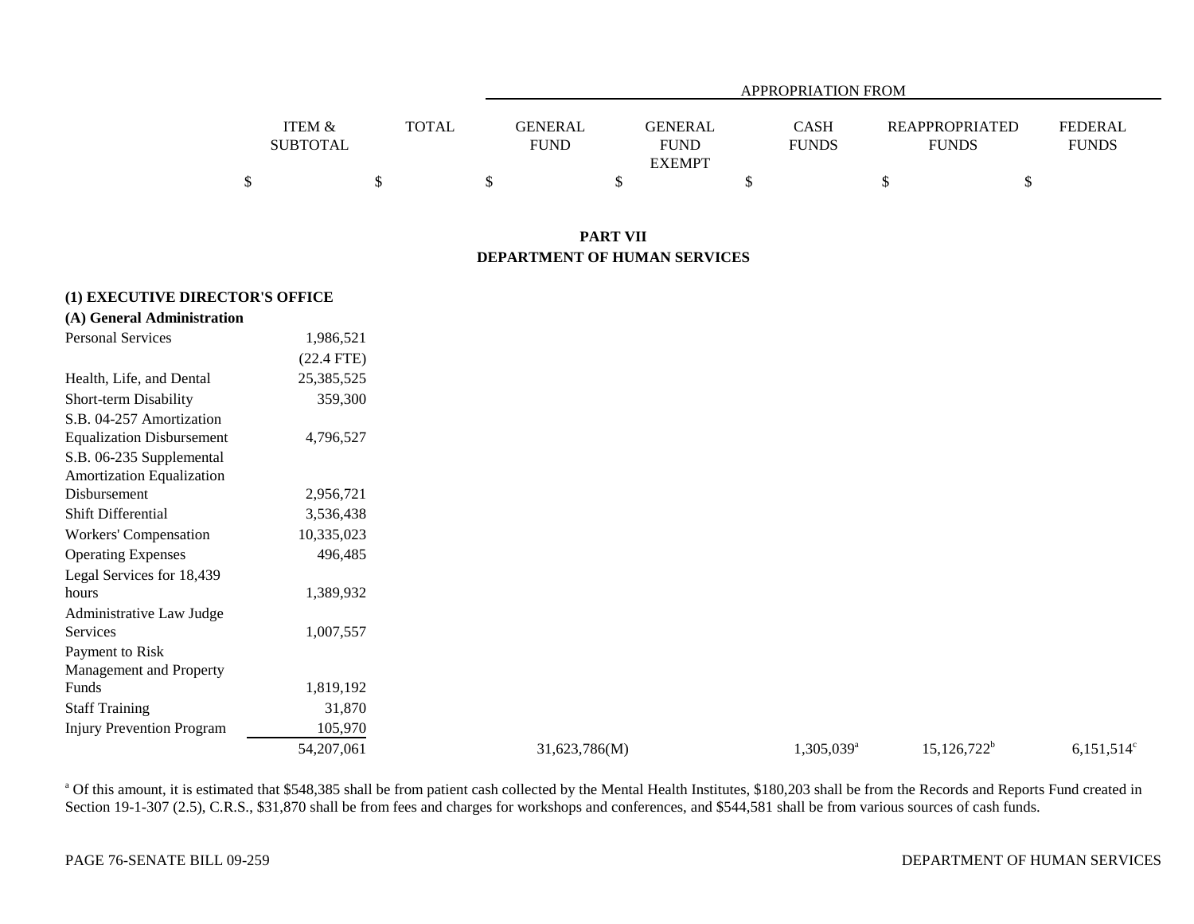| | ITEM & SUBTOTAL | TOTAL | APPROPRIATION FROM | | | | |
|---|---|---|---|---|---|---|---|
| | | | GENERAL FUND | GENERAL FUND EXEMPT | CASH FUNDS | REAPPROPRIATED FUNDS | FEDERAL FUNDS |
| | $ | $ | $ | $ | $ | $ | $ |

## PART VII
## DEPARTMENT OF HUMAN SERVICES

### (1) EXECUTIVE DIRECTOR'S OFFICE

#### (A) General Administration

| | ITEM & SUBTOTAL | TOTAL | GENERAL FUND | GENERAL FUND EXEMPT | CASH FUNDS | REAPPROPRIATED FUNDS | FEDERAL FUNDS |
|---|---|---|---|---|---|---|---|
| Personal Services | 1,986,521 | | | | | | |
| | (22.4 FTE) | | | | | | |
| Health, Life, and Dental | 25,385,525 | | | | | | |
| Short-term Disability | 359,300 | | | | | | |
| S.B. 04-257 Amortization Equalization Disbursement | 4,796,527 | | | | | | |
| S.B. 06-235 Supplemental Amortization Equalization Disbursement | 2,956,721 | | | | | | |
| Shift Differential | 3,536,438 | | | | | | |
| Workers' Compensation | 10,335,023 | | | | | | |
| Operating Expenses | 496,485 | | | | | | |
| Legal Services for 18,439 hours | 1,389,932 | | | | | | |
| Administrative Law Judge Services | 1,007,557 | | | | | | |
| Payment to Risk Management and Property Funds | 1,819,192 | | | | | | |
| Staff Training | 31,870 | | | | | | |
| Injury Prevention Program | 105,970 | | | | | | |
| | 54,207,061 | | 31,623,786(M) | | 1,305,039[a] | 15,126,722[b] | 6,151,514[c] |

[a] Of this amount, it is estimated that $548,385 shall be from patient cash collected by the Mental Health Institutes, $180,203 shall be from the Records and Reports Fund created in Section 19-1-307 (2.5), C.R.S., $31,870 shall be from fees and charges for workshops and conferences, and $544,581 shall be from various sources of cash funds.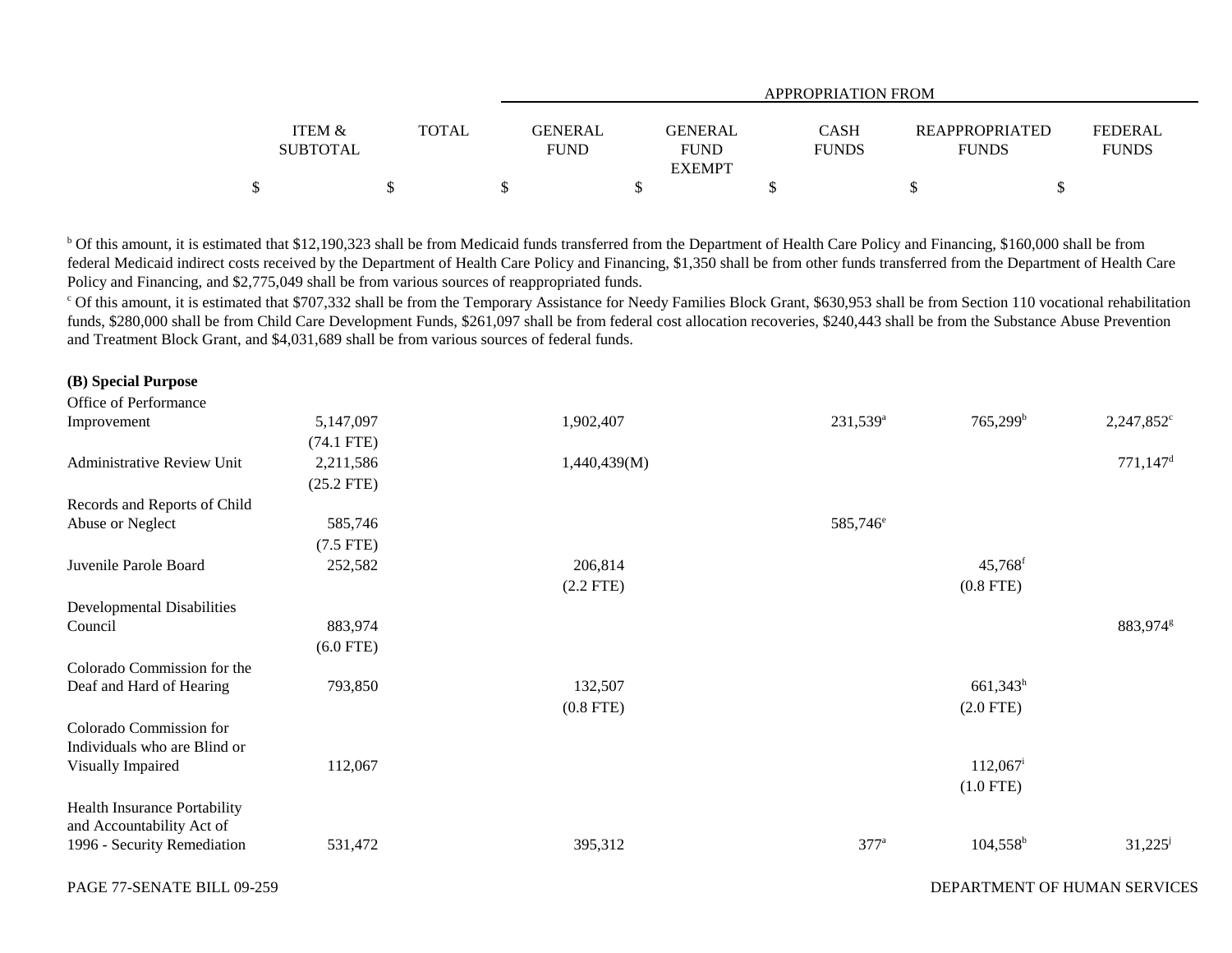| | ITEM & SUBTOTAL | TOTAL | APPROPRIATION FROM | | | | |
|---|---|---|---|---|---|---|---|
| | | | GENERAL FUND | GENERAL FUND EXEMPT | CASH FUNDS | REAPPROPRIATED FUNDS | FEDERAL FUNDS |
| | $ | $ | $ | $ | $ | $ | $ |

[b] Of this amount, it is estimated that $12,190,323 shall be from Medicaid funds transferred from the Department of Health Care Policy and Financing, $160,000 shall be from federal Medicaid indirect costs received by the Department of Health Care Policy and Financing, $1,350 shall be from other funds transferred from the Department of Health Care Policy and Financing, and $2,775,049 shall be from various sources of reappropriated funds.

[c] Of this amount, it is estimated that $707,332 shall be from the Temporary Assistance for Needy Families Block Grant, $630,953 shall be from Section 110 vocational rehabilitation funds, $280,000 shall be from Child Care Development Funds, $261,097 shall be from federal cost allocation recoveries, $240,443 shall be from the Substance Abuse Prevention and Treatment Block Grant, and $4,031,689 shall be from various sources of federal funds.

**(B) Special Purpose**

| | ITEM & SUBTOTAL | TOTAL | GENERAL FUND | GENERAL FUND EXEMPT | CASH FUNDS | REAPPROPRIATED FUNDS | FEDERAL FUNDS |
|---|---|---|---|---|---|---|---|
| Office of Performance Improvement | 5,147,097 (74.1 FTE) | | 1,902,407 | | 231,539[a] | 765,299[b] | 2,247,852[c] |
| Administrative Review Unit | 2,211,586 (25.2 FTE) | | 1,440,439(M) | | | | 771,147[d] |
| Records and Reports of Child Abuse or Neglect | 585,746 (7.5 FTE) | | | | 585,746[e] | | |
| Juvenile Parole Board | 252,582 | | 206,814 (2.2 FTE) | | | 45,768[f] (0.8 FTE) | |
| Developmental Disabilities Council | 883,974 (6.0 FTE) | | | | | | 883,974[g] |
| Colorado Commission for the Deaf and Hard of Hearing | 793,850 | | 132,507 (0.8 FTE) | | | 661,343[h] (2.0 FTE) | |
| Colorado Commission for Individuals who are Blind or Visually Impaired | 112,067 | | | | | 112,067[i] (1.0 FTE) | |
| Health Insurance Portability and Accountability Act of 1996 - Security Remediation | 531,472 | | 395,312 | | 377[a] | 104,558[b] | 31,225[j] |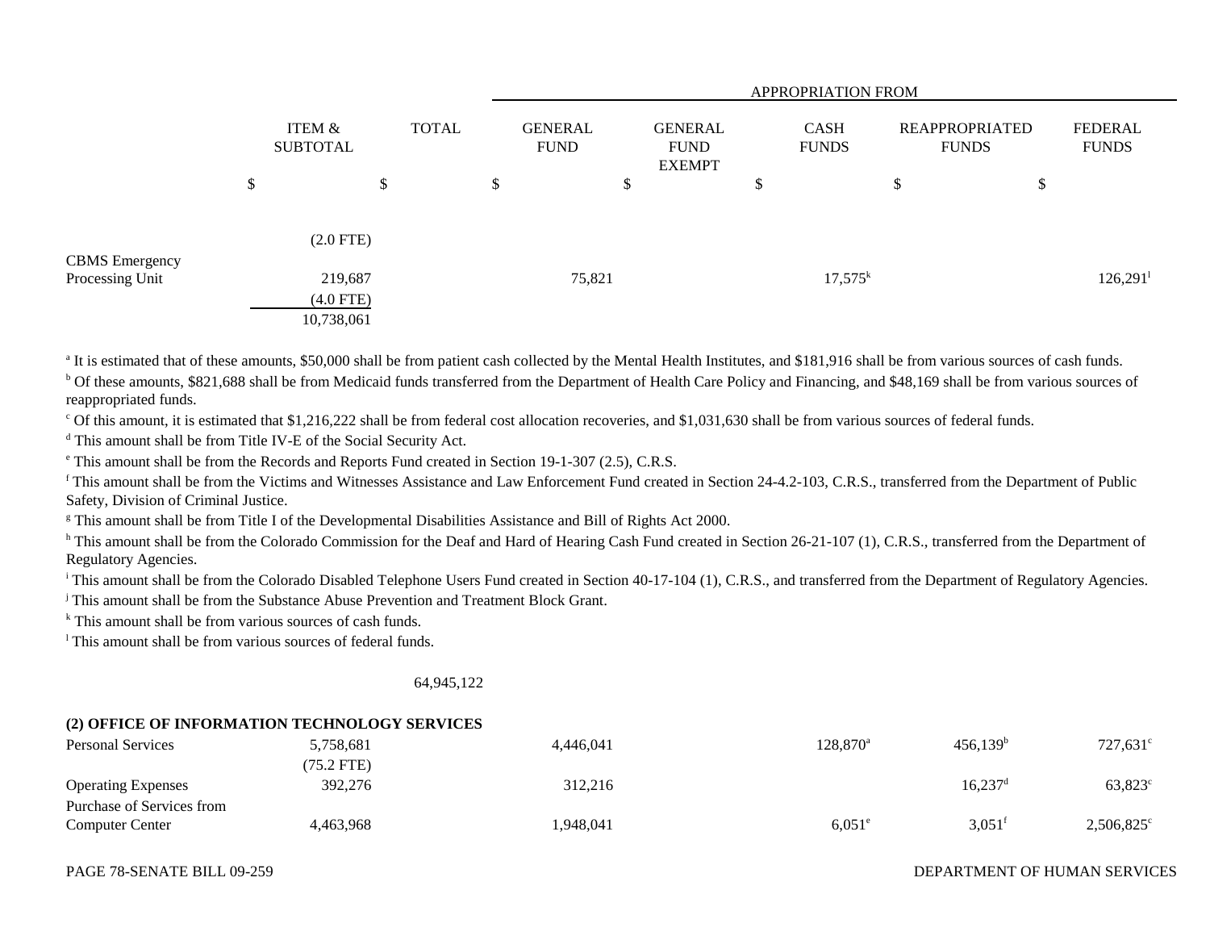| | ITEM & SUBTOTAL | TOTAL | APPROPRIATION FROM | | | | |
|---|---|---|---|---|---|---|---|
| | | | GENERAL FUND | GENERAL FUND EXEMPT | CASH FUNDS | REAPPROPRIATED FUNDS | FEDERAL FUNDS |
| | $ | $ | $ | $ | $ | $ | $ |
| | (2.0 FTE) | | | | | | |
| CBMS Emergency Processing Unit | 219,687 | | 75,821 | | 17,575[k] | | 126,291[l] |
| | (4.0 FTE) | | | | | | |
| | 10,738,061 | | | | | | |

[a] It is estimated that of these amounts, $50,000 shall be from patient cash collected by the Mental Health Institutes, and $181,916 shall be from various sources of cash funds.
[b] Of these amounts, $821,688 shall be from Medicaid funds transferred from the Department of Health Care Policy and Financing, and $48,169 shall be from various sources of reappropriated funds.
[c] Of this amount, it is estimated that $1,216,222 shall be from federal cost allocation recoveries, and $1,031,630 shall be from various sources of federal funds.
[d] This amount shall be from Title IV-E of the Social Security Act.
[e] This amount shall be from the Records and Reports Fund created in Section 19-1-307 (2.5), C.R.S.
[f] This amount shall be from the Victims and Witnesses Assistance and Law Enforcement Fund created in Section 24-4.2-103, C.R.S., transferred from the Department of Public Safety, Division of Criminal Justice.
[g] This amount shall be from Title I of the Developmental Disabilities Assistance and Bill of Rights Act 2000.
[h] This amount shall be from the Colorado Commission for the Deaf and Hard of Hearing Cash Fund created in Section 26-21-107 (1), C.R.S., transferred from the Department of Regulatory Agencies.
[i] This amount shall be from the Colorado Disabled Telephone Users Fund created in Section 40-17-104 (1), C.R.S., and transferred from the Department of Regulatory Agencies.
[j] This amount shall be from the Substance Abuse Prevention and Treatment Block Grant.
[k] This amount shall be from various sources of cash funds.
[l] This amount shall be from various sources of federal funds.

| | ITEM & SUBTOTAL | TOTAL | GENERAL FUND | GENERAL FUND EXEMPT | CASH FUNDS | REAPPROPRIATED FUNDS | FEDERAL FUNDS |
|---|---|---|---|---|---|---|---|
| | | 64,945,122 | | | | | |
| **(2) OFFICE OF INFORMATION TECHNOLOGY SERVICES** | | | | | | | |
| Personal Services | 5,758,681 | | 4,446,041 | | 128,870[a] | 456,139[b] | 727,631[c] |
| | (75.2 FTE) | | | | | | |
| Operating Expenses | 392,276 | | 312,216 | | | 16,237[d] | 63,823[c] |
| Purchase of Services from Computer Center | 4,463,968 | | 1,948,041 | | 6,051[e] | 3,051[f] | 2,506,825[c] |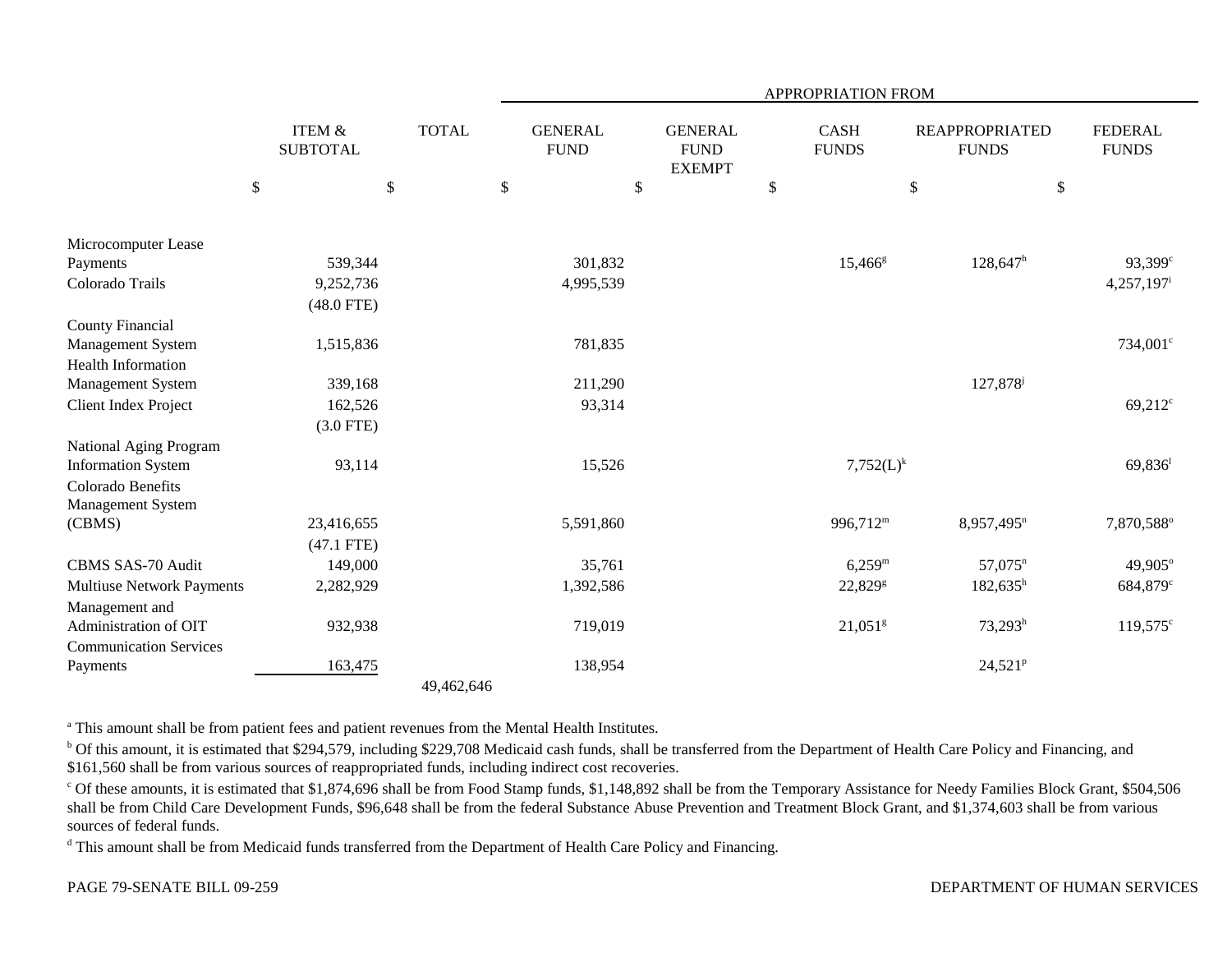| | ITEM & SUBTOTAL | TOTAL | APPROPRIATION FROM GENERAL FUND | GENERAL FUND EXEMPT | CASH FUNDS | REAPPROPRIATED FUNDS | FEDERAL FUNDS |
|---|---|---|---|---|---|---|---|
| | $ | $ | $ | $ | $ | $ | $ |
| Microcomputer Lease Payments | 539,344 | | 301,832 | | 15,466[g] | 128,647[h] | 93,399[c] |
| Colorado Trails | 9,252,736 | | 4,995,539 | | | | 4,257,197[i] |
| | (48.0 FTE) | | | | | | |
| County Financial Management System | 1,515,836 | | 781,835 | | | | 734,001[c] |
| Health Information Management System | 339,168 | | 211,290 | | | 127,878[j] | |
| Client Index Project | 162,526 | | 93,314 | | | | 69,212[c] |
| | (3.0 FTE) | | | | | | |
| National Aging Program Information System | 93,114 | | 15,526 | | 7,752(L)[k] | | 69,836[l] |
| Colorado Benefits Management System (CBMS) | 23,416,655 | | 5,591,860 | | 996,712[m] | 8,957,495[n] | 7,870,588[o] |
| | (47.1 FTE) | | | | | | |
| CBMS SAS-70 Audit | 149,000 | | 35,761 | | 6,259[m] | 57,075[n] | 49,905[o] |
| Multiuse Network Payments | 2,282,929 | | 1,392,586 | | 22,829[g] | 182,635[h] | 684,879[c] |
| Management and Administration of OIT | 932,938 | | 719,019 | | 21,051[g] | 73,293[h] | 119,575[c] |
| Communication Services Payments | 163,475 | | 138,954 | | | 24,521[p] | |
| | | 49,462,646 | | | | | |

[a] This amount shall be from patient fees and patient revenues from the Mental Health Institutes.

[b] Of this amount, it is estimated that $294,579, including $229,708 Medicaid cash funds, shall be transferred from the Department of Health Care Policy and Financing, and $161,560 shall be from various sources of reappropriated funds, including indirect cost recoveries.

[c] Of these amounts, it is estimated that $1,874,696 shall be from Food Stamp funds, $1,148,892 shall be from the Temporary Assistance for Needy Families Block Grant, $504,506 shall be from Child Care Development Funds, $96,648 shall be from the federal Substance Abuse Prevention and Treatment Block Grant, and $1,374,603 shall be from various sources of federal funds.

[d] This amount shall be from Medicaid funds transferred from the Department of Health Care Policy and Financing.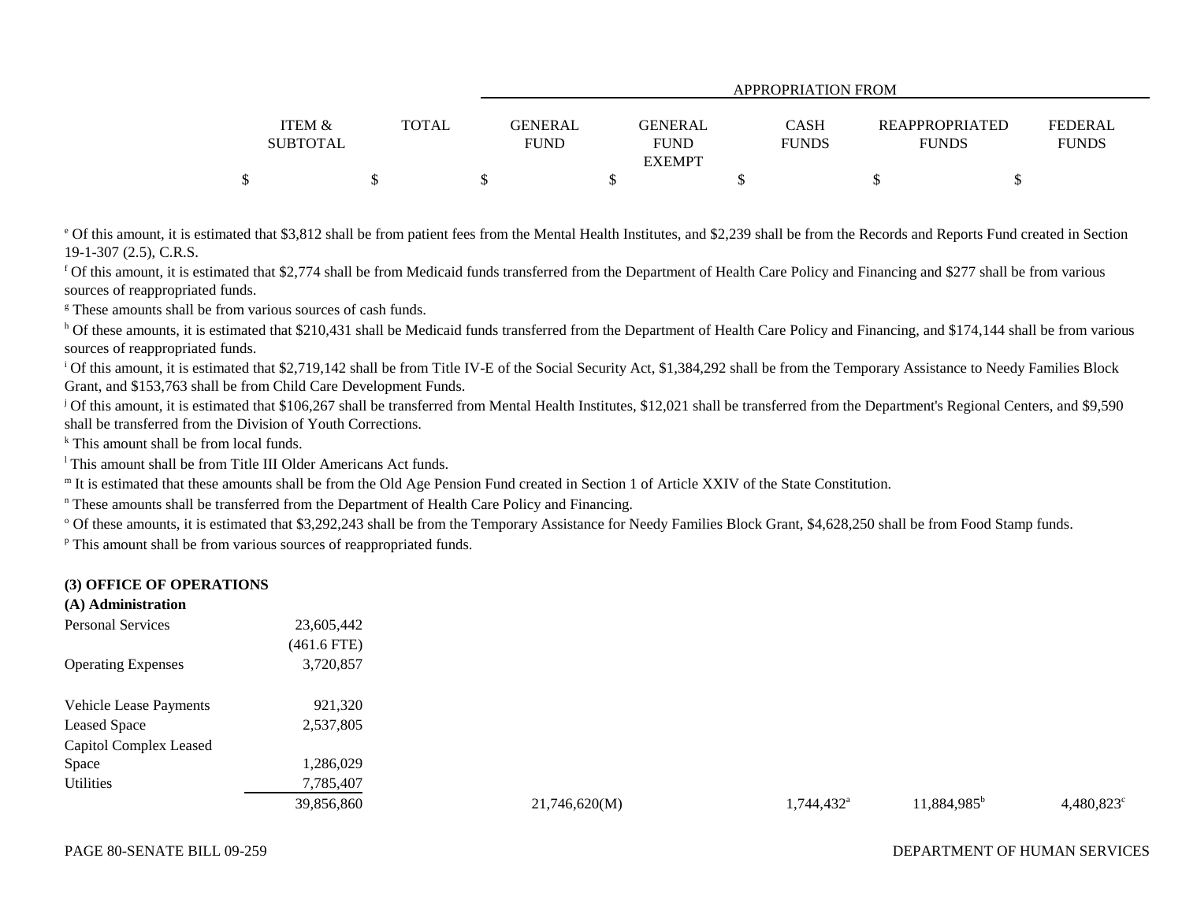| | ITEM & SUBTOTAL | TOTAL | GENERAL FUND | GENERAL FUND EXEMPT | CASH FUNDS | REAPPROPRIATED FUNDS | FEDERAL FUNDS |
|---|---|---|---|---|---|---|---|
| | | | APPROPRIATION FROM | | | | |
| | $ | $ | $ | $ | $ | $ | $ |

[e] Of this amount, it is estimated that $3,812 shall be from patient fees from the Mental Health Institutes, and $2,239 shall be from the Records and Reports Fund created in Section 19-1-307 (2.5), C.R.S.

[f] Of this amount, it is estimated that $2,774 shall be from Medicaid funds transferred from the Department of Health Care Policy and Financing and $277 shall be from various sources of reappropriated funds.

[g] These amounts shall be from various sources of cash funds.

[h] Of these amounts, it is estimated that $210,431 shall be Medicaid funds transferred from the Department of Health Care Policy and Financing, and $174,144 shall be from various sources of reappropriated funds.

[i] Of this amount, it is estimated that $2,719,142 shall be from Title IV-E of the Social Security Act, $1,384,292 shall be from the Temporary Assistance to Needy Families Block Grant, and $153,763 shall be from Child Care Development Funds.

[j] Of this amount, it is estimated that $106,267 shall be transferred from Mental Health Institutes, $12,021 shall be transferred from the Department's Regional Centers, and $9,590 shall be transferred from the Division of Youth Corrections.

[k] This amount shall be from local funds.

[l] This amount shall be from Title III Older Americans Act funds.

[m] It is estimated that these amounts shall be from the Old Age Pension Fund created in Section 1 of Article XXIV of the State Constitution.

[n] These amounts shall be transferred from the Department of Health Care Policy and Financing.

[o] Of these amounts, it is estimated that $3,292,243 shall be from the Temporary Assistance for Needy Families Block Grant, $4,628,250 shall be from Food Stamp funds.

[p] This amount shall be from various sources of reappropriated funds.

**(3) OFFICE OF OPERATIONS**

**(A) Administration**

| | ITEM & SUBTOTAL | TOTAL | GENERAL FUND | GENERAL FUND EXEMPT | CASH FUNDS | REAPPROPRIATED FUNDS | FEDERAL FUNDS |
|---|---|---|---|---|---|---|---|
| Personal Services | 23,605,442 | | | | | | |
| | (461.6 FTE) | | | | | | |
| Operating Expenses | 3,720,857 | | | | | | |
| Vehicle Lease Payments | 921,320 | | | | | | |
| Leased Space | 2,537,805 | | | | | | |
| Capitol Complex Leased Space | 1,286,029 | | | | | | |
| Utilities | 7,785,407 | | | | | | |
| | 39,856,860 | | 21,746,620(M) | | 1,744,432[a] | 11,884,985[b] | 4,480,823[c] |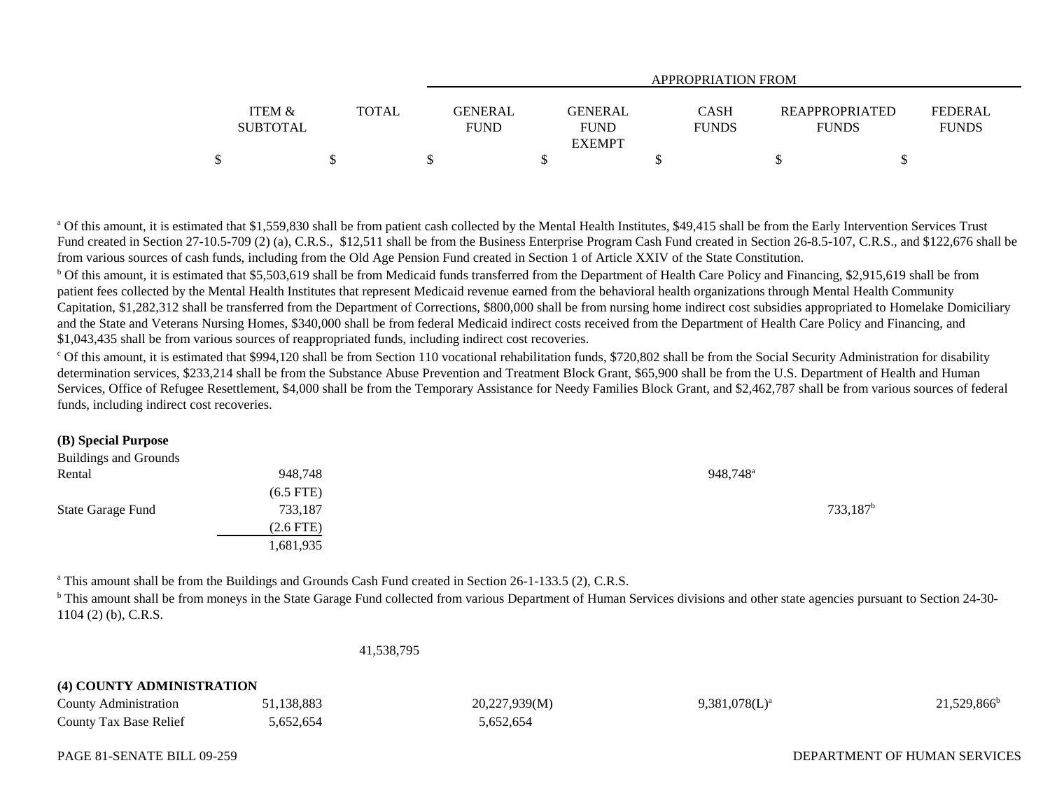| | ITEM & SUBTOTAL | TOTAL | APPROPRIATION FROM GENERAL FUND | GENERAL FUND EXEMPT | CASH FUNDS | REAPPROPRIATED FUNDS | FEDERAL FUNDS |
|---|---|---|---|---|---|---|---|
| | $ | $ | $ | $ | $ | $ | $ |

[a] Of this amount, it is estimated that $1,559,830 shall be from patient cash collected by the Mental Health Institutes, $49,415 shall be from the Early Intervention Services Trust Fund created in Section 27-10.5-709 (2) (a), C.R.S., $12,511 shall be from the Business Enterprise Program Cash Fund created in Section 26-8.5-107, C.R.S., and $122,676 shall be from various sources of cash funds, including from the Old Age Pension Fund created in Section 1 of Article XXIV of the State Constitution.

[b] Of this amount, it is estimated that $5,503,619 shall be from Medicaid funds transferred from the Department of Health Care Policy and Financing, $2,915,619 shall be from patient fees collected by the Mental Health Institutes that represent Medicaid revenue earned from the behavioral health organizations through Mental Health Community Capitation, $1,282,312 shall be transferred from the Department of Corrections, $800,000 shall be from nursing home indirect cost subsidies appropriated to Homelake Domiciliary and the State and Veterans Nursing Homes, $340,000 shall be from federal Medicaid indirect costs received from the Department of Health Care Policy and Financing, and $1,043,435 shall be from various sources of reappropriated funds, including indirect cost recoveries.

[c] Of this amount, it is estimated that $994,120 shall be from Section 110 vocational rehabilitation funds, $720,802 shall be from the Social Security Administration for disability determination services, $233,214 shall be from the Substance Abuse Prevention and Treatment Block Grant, $65,900 shall be from the U.S. Department of Health and Human Services, Office of Refugee Resettlement, $4,000 shall be from the Temporary Assistance for Needy Families Block Grant, and $2,462,787 shall be from various sources of federal funds, including indirect cost recoveries.

**(B) Special Purpose**

| | ITEM & SUBTOTAL | TOTAL | GENERAL FUND | GENERAL FUND EXEMPT | CASH FUNDS | REAPPROPRIATED FUNDS | FEDERAL FUNDS |
|---|---|---|---|---|---|---|---|
| Buildings and Grounds Rental | 948,748 (6.5 FTE) | | | | 948,748[a] | | |
| State Garage Fund | 733,187 (2.6 FTE) | | | | | 733,187[b] | |
| | 1,681,935 | | | | | | |

[a] This amount shall be from the Buildings and Grounds Cash Fund created in Section 26-1-133.5 (2), C.R.S.

[b] This amount shall be from moneys in the State Garage Fund collected from various Department of Human Services divisions and other state agencies pursuant to Section 24-30-1104 (2) (b), C.R.S.

| | ITEM & SUBTOTAL | TOTAL | GENERAL FUND | GENERAL FUND EXEMPT | CASH FUNDS | REAPPROPRIATED FUNDS | FEDERAL FUNDS |
|---|---|---|---|---|---|---|---|
| | | 41,538,795 | | | | | |

**(4) COUNTY ADMINISTRATION**

| | ITEM & SUBTOTAL | TOTAL | GENERAL FUND | GENERAL FUND EXEMPT | CASH FUNDS | REAPPROPRIATED FUNDS | FEDERAL FUNDS |
|---|---|---|---|---|---|---|---|
| County Administration | 51,138,883 | | 20,227,939(M) | | 9,381,078(L)[a] | | 21,529,866[b] |
| County Tax Base Relief | 5,652,654 | | 5,652,654 | | | | |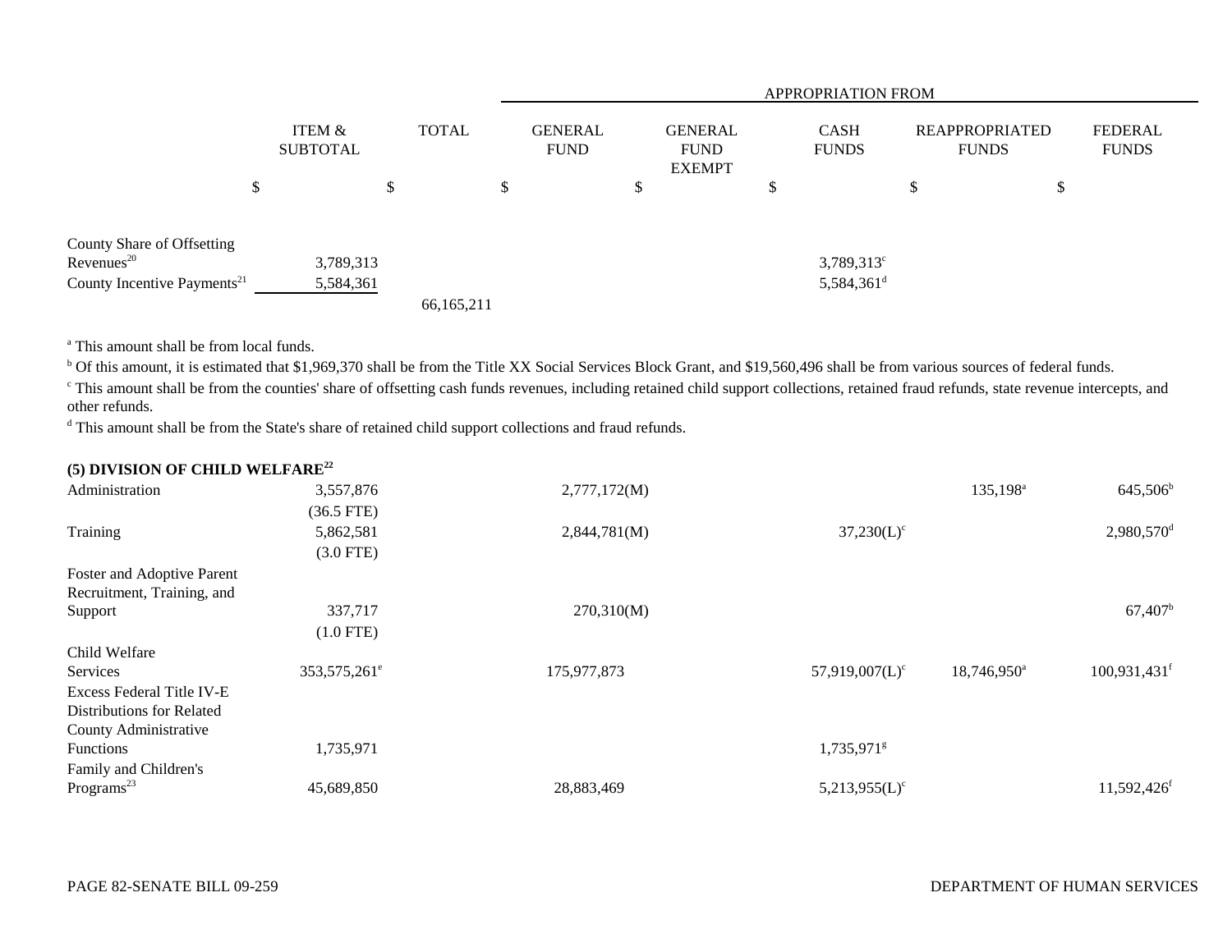| | ITEM & SUBTOTAL | TOTAL | APPROPRIATION FROM GENERAL FUND | GENERAL FUND EXEMPT | CASH FUNDS | REAPPROPRIATED FUNDS | FEDERAL FUNDS |
|---|---|---|---|---|---|---|---|
| | $ | $ | $ | $ | $ | $ | $ |
| County Share of Offsetting Revenues[20] | 3,789,313 | | | | 3,789,313[c] | | |
| County Incentive Payments[21] | 5,584,361 | | | | 5,584,361[d] | | |
| | | 66,165,211 | | | | | |

[a] This amount shall be from local funds.

[b] Of this amount, it is estimated that $1,969,370 shall be from the Title XX Social Services Block Grant, and $19,560,496 shall be from various sources of federal funds.

[c] This amount shall be from the counties' share of offsetting cash funds revenues, including retained child support collections, retained fraud refunds, state revenue intercepts, and other refunds.

[d] This amount shall be from the State's share of retained child support collections and fraud refunds.

**(5) DIVISION OF CHILD WELFARE[22]**

| | ITEM & SUBTOTAL | TOTAL | GENERAL FUND | GENERAL FUND EXEMPT | CASH FUNDS | REAPPROPRIATED FUNDS | FEDERAL FUNDS |
|---|---|---|---|---|---|---|---|
| Administration | 3,557,876 | | 2,777,172(M) | | | 135,198[a] | 645,506[b] |
| | (36.5 FTE) | | | | | | |
| Training | 5,862,581 | | 2,844,781(M) | | 37,230(L)[c] | | 2,980,570[d] |
| | (3.0 FTE) | | | | | | |
| Foster and Adoptive Parent Recruitment, Training, and Support | 337,717 | | 270,310(M) | | | | 67,407[b] |
| | (1.0 FTE) | | | | | | |
| Child Welfare Services | 353,575,261[e] | | 175,977,873 | | 57,919,007(L)[c] | 18,746,950[a] | 100,931,431[f] |
| Excess Federal Title IV-E Distributions for Related County Administrative Functions | 1,735,971 | | | | 1,735,971[g] | | |
| Family and Children's Programs[23] | 45,689,850 | | 28,883,469 | | 5,213,955(L)[c] | | 11,592,426[f] |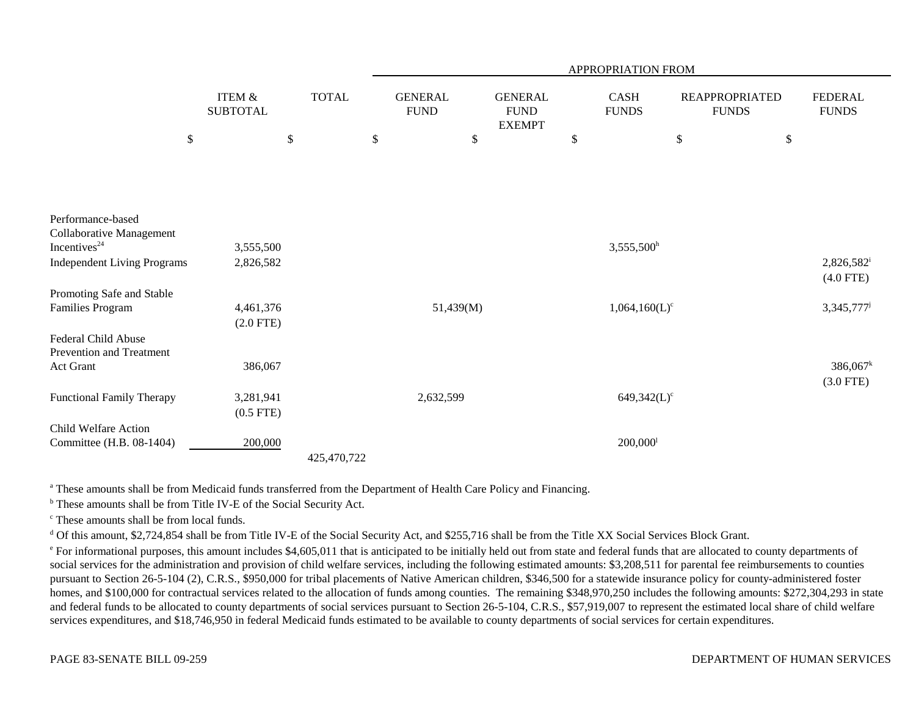| | ITEM & SUBTOTAL | TOTAL | APPROPRIATION FROM GENERAL FUND | GENERAL FUND EXEMPT | CASH FUNDS | REAPPROPRIATED FUNDS | FEDERAL FUNDS |
|---|---|---|---|---|---|---|---|
| | $ | $ | $ | $ | $ | $ | $ |
| Performance-based Collaborative Management Incentives[24] | 3,555,500 | | | | 3,555,500[h] | | |
| Independent Living Programs | 2,826,582 | | | | | | 2,826,582[i] (4.0 FTE) |
| Promoting Safe and Stable Families Program | 4,461,376 (2.0 FTE) | | 51,439(M) | | 1,064,160(L)[c] | | 3,345,777[j] |
| Federal Child Abuse Prevention and Treatment Act Grant | 386,067 | | | | | | 386,067[k] (3.0 FTE) |
| Functional Family Therapy | 3,281,941 (0.5 FTE) | | 2,632,599 | | 649,342(L)[c] | | |
| Child Welfare Action Committee (H.B. 08-1404) | 200,000 | | | | 200,000[l] | | |
| | | 425,470,722 | | | | | |

[a] These amounts shall be from Medicaid funds transferred from the Department of Health Care Policy and Financing.

[b] These amounts shall be from Title IV-E of the Social Security Act.

[c] These amounts shall be from local funds.

[d] Of this amount, $2,724,854 shall be from Title IV-E of the Social Security Act, and $255,716 shall be from the Title XX Social Services Block Grant.

[e] For informational purposes, this amount includes $4,605,011 that is anticipated to be initially held out from state and federal funds that are allocated to county departments of social services for the administration and provision of child welfare services, including the following estimated amounts: $3,208,511 for parental fee reimbursements to counties pursuant to Section 26-5-104 (2), C.R.S., $950,000 for tribal placements of Native American children, $346,500 for a statewide insurance policy for county-administered foster homes, and $100,000 for contractual services related to the allocation of funds among counties. The remaining $348,970,250 includes the following amounts: $272,304,293 in state and federal funds to be allocated to county departments of social services pursuant to Section 26-5-104, C.R.S., $57,919,007 to represent the estimated local share of child welfare services expenditures, and $18,746,950 in federal Medicaid funds estimated to be available to county departments of social services for certain expenditures.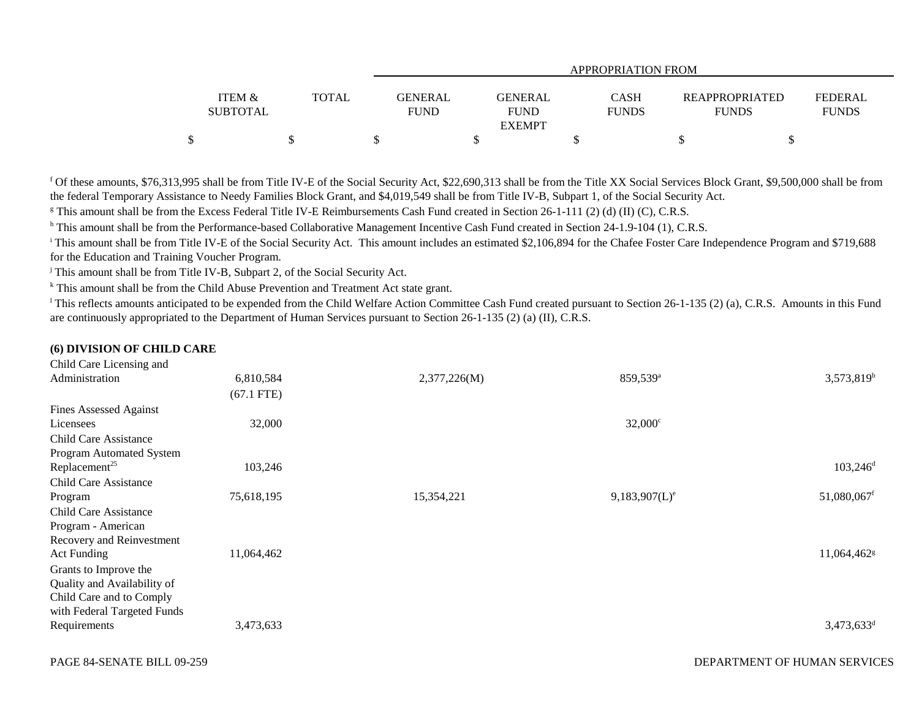| | ITEM & SUBTOTAL | TOTAL | APPROPRIATION FROM GENERAL FUND | GENERAL FUND EXEMPT | CASH FUNDS | REAPPROPRIATED FUNDS | FEDERAL FUNDS |
|---|---|---|---|---|---|---|---|
| | $ | $ | $ | $ | $ | $ | $ |

[f] Of these amounts, $76,313,995 shall be from Title IV-E of the Social Security Act, $22,690,313 shall be from the Title XX Social Services Block Grant, $9,500,000 shall be from the federal Temporary Assistance to Needy Families Block Grant, and $4,019,549 shall be from Title IV-B, Subpart 1, of the Social Security Act.

[g] This amount shall be from the Excess Federal Title IV-E Reimbursements Cash Fund created in Section 26-1-111 (2) (d) (II) (C), C.R.S.

[h] This amount shall be from the Performance-based Collaborative Management Incentive Cash Fund created in Section 24-1.9-104 (1), C.R.S.

[i] This amount shall be from Title IV-E of the Social Security Act. This amount includes an estimated $2,106,894 for the Chafee Foster Care Independence Program and $719,688 for the Education and Training Voucher Program.

[j] This amount shall be from Title IV-B, Subpart 2, of the Social Security Act.

[k] This amount shall be from the Child Abuse Prevention and Treatment Act state grant.

[l] This reflects amounts anticipated to be expended from the Child Welfare Action Committee Cash Fund created pursuant to Section 26-1-135 (2) (a), C.R.S. Amounts in this Fund are continuously appropriated to the Department of Human Services pursuant to Section 26-1-135 (2) (a) (II), C.R.S.

**(6) DIVISION OF CHILD CARE**

| | ITEM & SUBTOTAL | TOTAL | GENERAL FUND | GENERAL FUND EXEMPT | CASH FUNDS | REAPPROPRIATED FUNDS | FEDERAL FUNDS |
|---|---|---|---|---|---|---|---|
| Child Care Licensing and Administration | 6,810,584 (67.1 FTE) | | 2,377,226(M) | | 859,539[a] | | 3,573,819[b] |
| Fines Assessed Against Licensees | 32,000 | | | | 32,000[c] | | |
| Child Care Assistance Program Automated System Replacement[25] | 103,246 | | | | | | 103,246[d] |
| Child Care Assistance Program | 75,618,195 | | 15,354,221 | | 9,183,907(L)[e] | | 51,080,067[f] |
| Child Care Assistance Program - American Recovery and Reinvestment Act Funding | 11,064,462 | | | | | | 11,064,462[g] |
| Grants to Improve the Quality and Availability of Child Care and to Comply with Federal Targeted Funds Requirements | 3,473,633 | | | | | | 3,473,633[d] |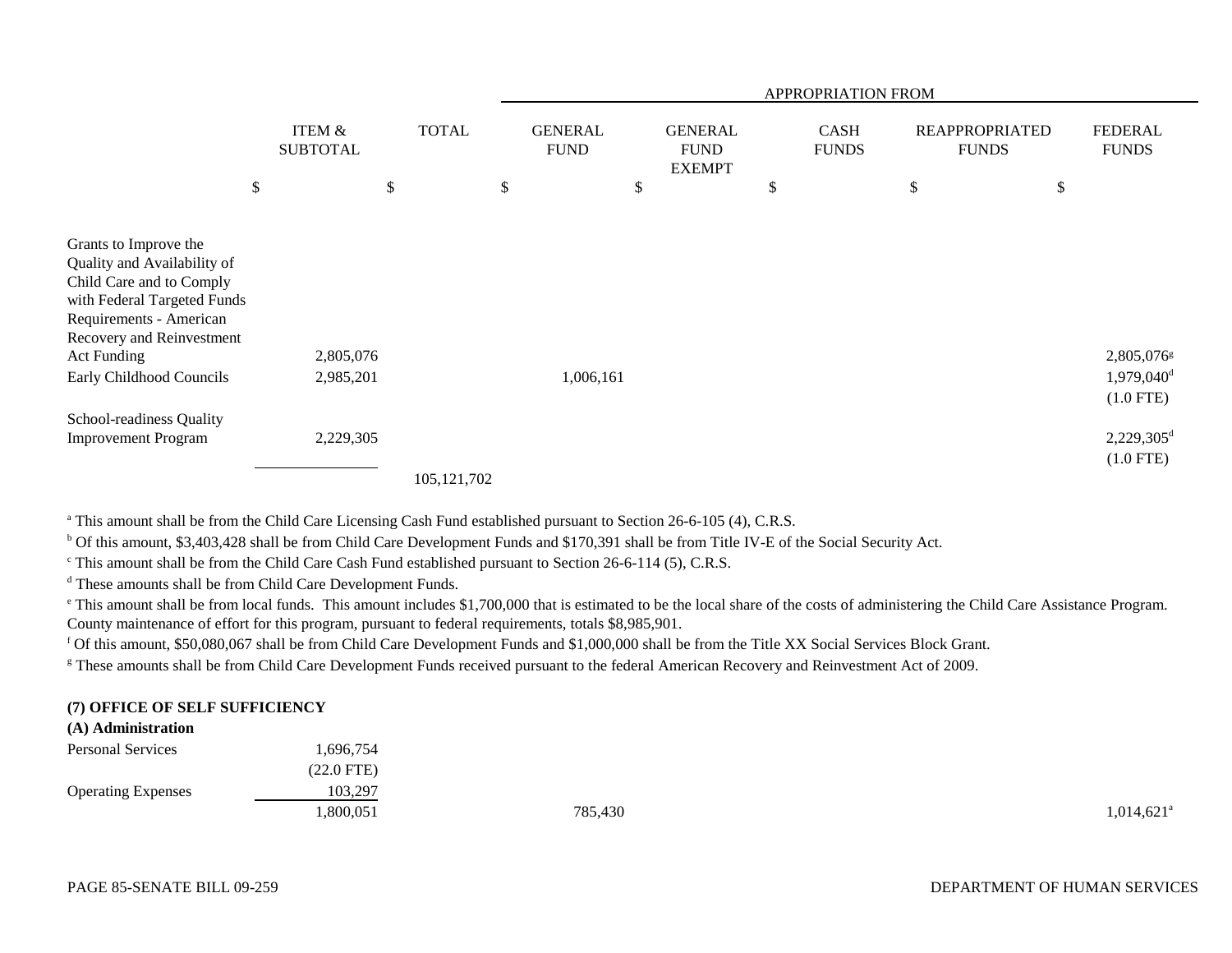| | ITEM & SUBTOTAL | TOTAL | APPROPRIATION FROM GENERAL FUND | GENERAL FUND EXEMPT | CASH FUNDS | REAPPROPRIATED FUNDS | FEDERAL FUNDS |
|---|---|---|---|---|---|---|---|
| | $ | $ | $ | $ | $ | $ | $ |
| Grants to Improve the Quality and Availability of Child Care and to Comply with Federal Targeted Funds Requirements - American Recovery and Reinvestment Act Funding | 2,805,076 | | | | | | 2,805,076[g] |
| Early Childhood Councils | 2,985,201 | | 1,006,161 | | | | 1,979,040[d] (1.0 FTE) |
| School-readiness Quality Improvement Program | 2,229,305 | | | | | | 2,229,305[d] (1.0 FTE) |
| | | 105,121,702 | | | | | |

[a] This amount shall be from the Child Care Licensing Cash Fund established pursuant to Section 26-6-105 (4), C.R.S.

[b] Of this amount, $3,403,428 shall be from Child Care Development Funds and $170,391 shall be from Title IV-E of the Social Security Act.

[c] This amount shall be from the Child Care Cash Fund established pursuant to Section 26-6-114 (5), C.R.S.

[d] These amounts shall be from Child Care Development Funds.

[e] This amount shall be from local funds. This amount includes $1,700,000 that is estimated to be the local share of the costs of administering the Child Care Assistance Program. County maintenance of effort for this program, pursuant to federal requirements, totals $8,985,901.

[f] Of this amount, $50,080,067 shall be from Child Care Development Funds and $1,000,000 shall be from the Title XX Social Services Block Grant.

[g] These amounts shall be from Child Care Development Funds received pursuant to the federal American Recovery and Reinvestment Act of 2009.

**(7) OFFICE OF SELF SUFFICIENCY**

**(A) Administration**

| | ITEM & SUBTOTAL | TOTAL | GENERAL FUND | GENERAL FUND EXEMPT | CASH FUNDS | REAPPROPRIATED FUNDS | FEDERAL FUNDS |
|---|---|---|---|---|---|---|---|
| Personal Services | 1,696,754 (22.0 FTE) | | | | | | |
| Operating Expenses | 103,297 | | | | | | |
| | 1,800,051 | | 785,430 | | | | 1,014,621[a] |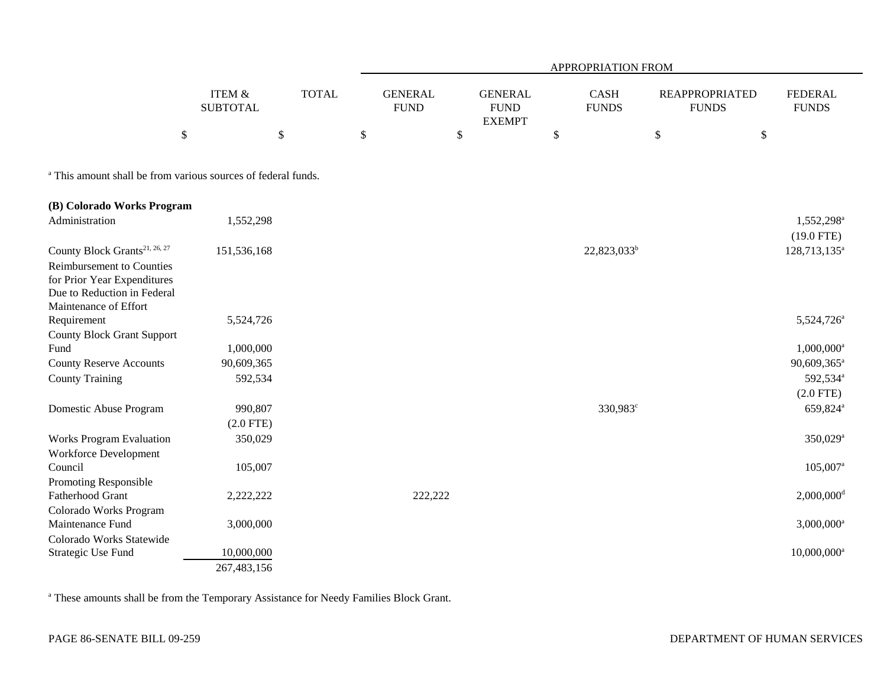| | ITEM & SUBTOTAL | TOTAL | APPROPRIATION FROM GENERAL FUND | GENERAL FUND EXEMPT | CASH FUNDS | REAPPROPRIATED FUNDS | FEDERAL FUNDS |
|---|---|---|---|---|---|---|---|
| | $ | $ | $ | $ | $ | $ | $ |

[a] This amount shall be from various sources of federal funds.

| | ITEM & SUBTOTAL | TOTAL | GENERAL FUND | GENERAL FUND EXEMPT | CASH FUNDS | REAPPROPRIATED FUNDS | FEDERAL FUNDS |
|---|---|---|---|---|---|---|---|
| **(B) Colorado Works Program** | | | | | | | |
| Administration | 1,552,298 | | | | | | 1,552,298[a] (19.0 FTE) |
| County Block Grants[21, 26, 27] | 151,536,168 | | | | 22,823,033[b] | | 128,713,135[a] |
| Reimbursement to Counties for Prior Year Expenditures Due to Reduction in Federal Maintenance of Effort Requirement | 5,524,726 | | | | | | 5,524,726[a] |
| County Block Grant Support Fund | 1,000,000 | | | | | | 1,000,000[a] |
| County Reserve Accounts | 90,609,365 | | | | | | 90,609,365[a] |
| County Training | 592,534 | | | | | | 592,534[a] (2.0 FTE) |
| Domestic Abuse Program | 990,807 (2.0 FTE) | | | | 330,983[c] | | 659,824[a] |
| Works Program Evaluation | 350,029 | | | | | | 350,029[a] |
| Workforce Development Council | 105,007 | | | | | | 105,007[a] |
| Promoting Responsible Fatherhood Grant | 2,222,222 | | 222,222 | | | | 2,000,000[d] |
| Colorado Works Program Maintenance Fund | 3,000,000 | | | | | | 3,000,000[a] |
| Colorado Works Statewide Strategic Use Fund | 10,000,000 | | | | | | 10,000,000[a] |
| | 267,483,156 | | | | | | |

[a] These amounts shall be from the Temporary Assistance for Needy Families Block Grant.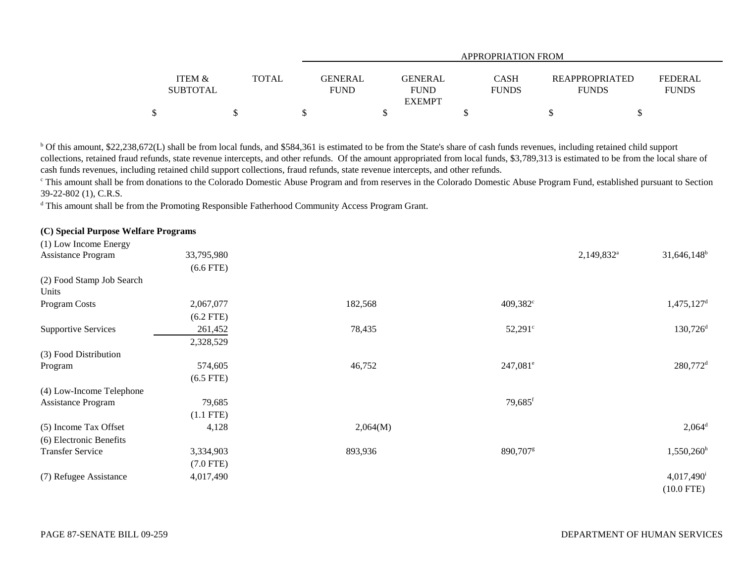| | ITEM & SUBTOTAL | TOTAL | APPROPRIATION FROM GENERAL FUND | GENERAL FUND EXEMPT | CASH FUNDS | REAPPROPRIATED FUNDS | FEDERAL FUNDS |
|---|---|---|---|---|---|---|---|
| | $ | $ | $ | $ | $ | $ | $ |

[b] Of this amount, $22,238,672(L) shall be from local funds, and $584,361 is estimated to be from the State's share of cash funds revenues, including retained child support collections, retained fraud refunds, state revenue intercepts, and other refunds. Of the amount appropriated from local funds, $3,789,313 is estimated to be from the local share of cash funds revenues, including retained child support collections, fraud refunds, state revenue intercepts, and other refunds.

[c] This amount shall be from donations to the Colorado Domestic Abuse Program and from reserves in the Colorado Domestic Abuse Program Fund, established pursuant to Section 39-22-802 (1), C.R.S.

[d] This amount shall be from the Promoting Responsible Fatherhood Community Access Program Grant.

**(C) Special Purpose Welfare Programs**

| | ITEM & SUBTOTAL | TOTAL | GENERAL FUND | GENERAL FUND EXEMPT | CASH FUNDS | REAPPROPRIATED FUNDS | FEDERAL FUNDS |
|---|---|---|---|---|---|---|---|
| (1) Low Income Energy Assistance Program | 33,795,980 (6.6 FTE) | | | | | 2,149,832[a] | 31,646,148[b] |
| (2) Food Stamp Job Search Units | | | | | | | |
| Program Costs | 2,067,077 (6.2 FTE) | | 182,568 | | 409,382[c] | | 1,475,127[d] |
| Supportive Services | 261,452 | | 78,435 | | 52,291[c] | | 130,726[d] |
| | 2,328,529 | | | | | | |
| (3) Food Distribution Program | 574,605 (6.5 FTE) | | 46,752 | | 247,081[e] | | 280,772[d] |
| (4) Low-Income Telephone Assistance Program | 79,685 (1.1 FTE) | | | | 79,685[f] | | |
| (5) Income Tax Offset | 4,128 | | 2,064(M) | | | | 2,064[d] |
| (6) Electronic Benefits Transfer Service | 3,334,903 (7.0 FTE) | | 893,936 | | 890,707[g] | | 1,550,260[h] |
| (7) Refugee Assistance | 4,017,490 | | | | | | 4,017,490[i] (10.0 FTE) |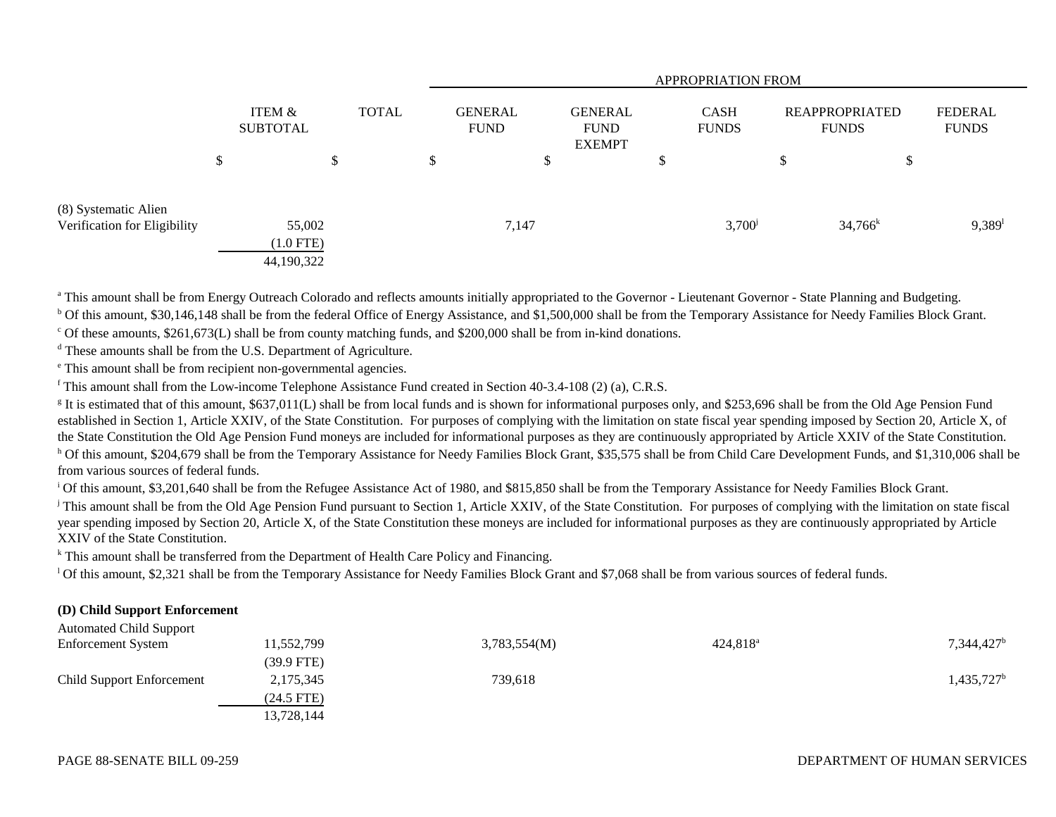| | ITEM & SUBTOTAL | TOTAL | APPROPRIATION FROM GENERAL FUND | GENERAL FUND EXEMPT | CASH FUNDS | REAPPROPRIATED FUNDS | FEDERAL FUNDS |
|---|---|---|---|---|---|---|---|
| | $ | $ | $ | $ | $ | $ | $ |
| (8) Systematic Alien Verification for Eligibility | 55,002 | | 7,147 | | 3,700[j] | 34,766[k] | 9,389[l] |
| | (1.0 FTE) | | | | | | |
| | 44,190,322 | | | | | | |

[a] This amount shall be from Energy Outreach Colorado and reflects amounts initially appropriated to the Governor - Lieutenant Governor - State Planning and Budgeting.

[b] Of this amount, $30,146,148 shall be from the federal Office of Energy Assistance, and $1,500,000 shall be from the Temporary Assistance for Needy Families Block Grant.

[c] Of these amounts, $261,673(L) shall be from county matching funds, and $200,000 shall be from in-kind donations.

[d] These amounts shall be from the U.S. Department of Agriculture.

[e] This amount shall be from recipient non-governmental agencies.

[f] This amount shall from the Low-income Telephone Assistance Fund created in Section 40-3.4-108 (2) (a), C.R.S.

[g] It is estimated that of this amount, $637,011(L) shall be from local funds and is shown for informational purposes only, and $253,696 shall be from the Old Age Pension Fund established in Section 1, Article XXIV, of the State Constitution. For purposes of complying with the limitation on state fiscal year spending imposed by Section 20, Article X, of the State Constitution the Old Age Pension Fund moneys are included for informational purposes as they are continuously appropriated by Article XXIV of the State Constitution.

[h] Of this amount, $204,679 shall be from the Temporary Assistance for Needy Families Block Grant, $35,575 shall be from Child Care Development Funds, and $1,310,006 shall be from various sources of federal funds.

[i] Of this amount, $3,201,640 shall be from the Refugee Assistance Act of 1980, and $815,850 shall be from the Temporary Assistance for Needy Families Block Grant.

[j] This amount shall be from the Old Age Pension Fund pursuant to Section 1, Article XXIV, of the State Constitution. For purposes of complying with the limitation on state fiscal year spending imposed by Section 20, Article X, of the State Constitution these moneys are included for informational purposes as they are continuously appropriated by Article XXIV of the State Constitution.

[k] This amount shall be transferred from the Department of Health Care Policy and Financing.

[l] Of this amount, $2,321 shall be from the Temporary Assistance for Needy Families Block Grant and $7,068 shall be from various sources of federal funds.

**(D) Child Support Enforcement**

| | ITEM & SUBTOTAL | TOTAL | GENERAL FUND | GENERAL FUND EXEMPT | CASH FUNDS | REAPPROPRIATED FUNDS | FEDERAL FUNDS |
|---|---|---|---|---|---|---|---|
| Automated Child Support Enforcement System | 11,552,799 | | 3,783,554(M) | | 424,818[a] | | 7,344,427[b] |
| | (39.9 FTE) | | | | | | |
| Child Support Enforcement | 2,175,345 | | 739,618 | | | | 1,435,727[b] |
| | (24.5 FTE) | | | | | | |
| | 13,728,144 | | | | | | |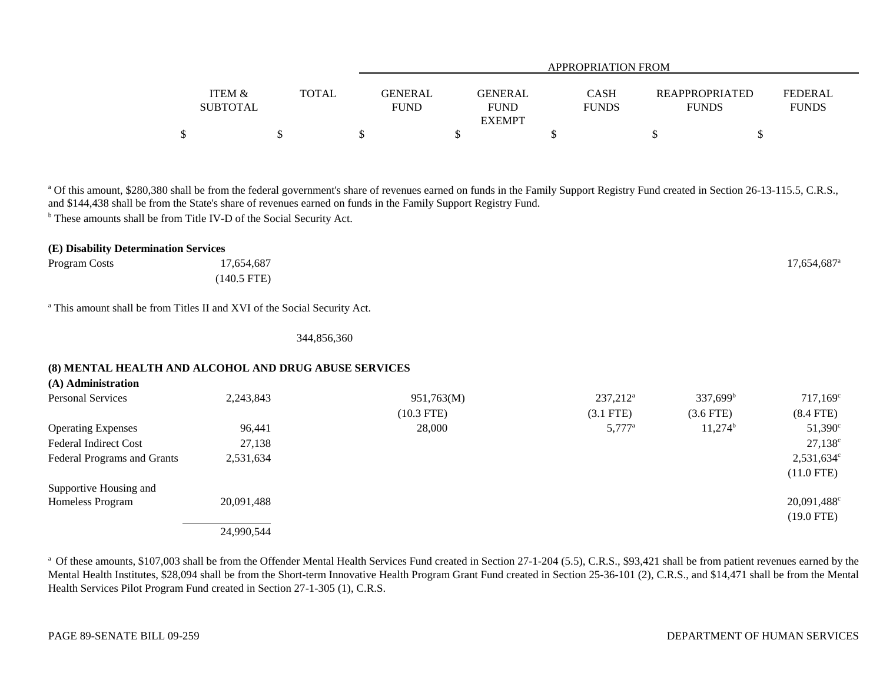| | ITEM & SUBTOTAL | TOTAL | APPROPRIATION FROM GENERAL FUND | GENERAL FUND EXEMPT | CASH FUNDS | REAPPROPRIATED FUNDS | FEDERAL FUNDS |
|---|---|---|---|---|---|---|---|
| | $ | $ | $ | $ | $ | $ | $ |

[a] Of this amount, $280,380 shall be from the federal government's share of revenues earned on funds in the Family Support Registry Fund created in Section 26-13-115.5, C.R.S., and $144,438 shall be from the State's share of revenues earned on funds in the Family Support Registry Fund.

[b] These amounts shall be from Title IV-D of the Social Security Act.

**(E) Disability Determination Services**

| | ITEM & SUBTOTAL | TOTAL | GENERAL FUND | GENERAL FUND EXEMPT | CASH FUNDS | REAPPROPRIATED FUNDS | FEDERAL FUNDS |
|---|---|---|---|---|---|---|---|
| Program Costs | 17,654,687 | | | | | | 17,654,687[a] |
| | (140.5 FTE) | | | | | | |

[a] This amount shall be from Titles II and XVI of the Social Security Act.

| | ITEM & SUBTOTAL | TOTAL | GENERAL FUND | GENERAL FUND EXEMPT | CASH FUNDS | REAPPROPRIATED FUNDS | FEDERAL FUNDS |
|---|---|---|---|---|---|---|---|
| | | 344,856,360 | | | | | |

**(8) MENTAL HEALTH AND ALCOHOL AND DRUG ABUSE SERVICES**

**(A) Administration**

| | ITEM & SUBTOTAL | TOTAL | GENERAL FUND | GENERAL FUND EXEMPT | CASH FUNDS | REAPPROPRIATED FUNDS | FEDERAL FUNDS |
|---|---|---|---|---|---|---|---|
| Personal Services | 2,243,843 | | 951,763(M) | | 237,212[a] | 337,699[b] | 717,169[c] |
| | | | (10.3 FTE) | | (3.1 FTE) | (3.6 FTE) | (8.4 FTE) |
| Operating Expenses | 96,441 | | 28,000 | | 5,777[a] | 11,274[b] | 51,390[c] |
| Federal Indirect Cost | 27,138 | | | | | | 27,138[c] |
| Federal Programs and Grants | 2,531,634 | | | | | | 2,531,634[c] |
| | | | | | | | (11.0 FTE) |
| Supportive Housing and Homeless Program | 20,091,488 | | | | | | 20,091,488[c] |
| | | | | | | | (19.0 FTE) |
| | 24,990,544 | | | | | | |

[a] Of these amounts, $107,003 shall be from the Offender Mental Health Services Fund created in Section 27-1-204 (5.5), C.R.S., $93,421 shall be from patient revenues earned by the Mental Health Institutes, $28,094 shall be from the Short-term Innovative Health Program Grant Fund created in Section 25-36-101 (2), C.R.S., and $14,471 shall be from the Mental Health Services Pilot Program Fund created in Section 27-1-305 (1), C.R.S.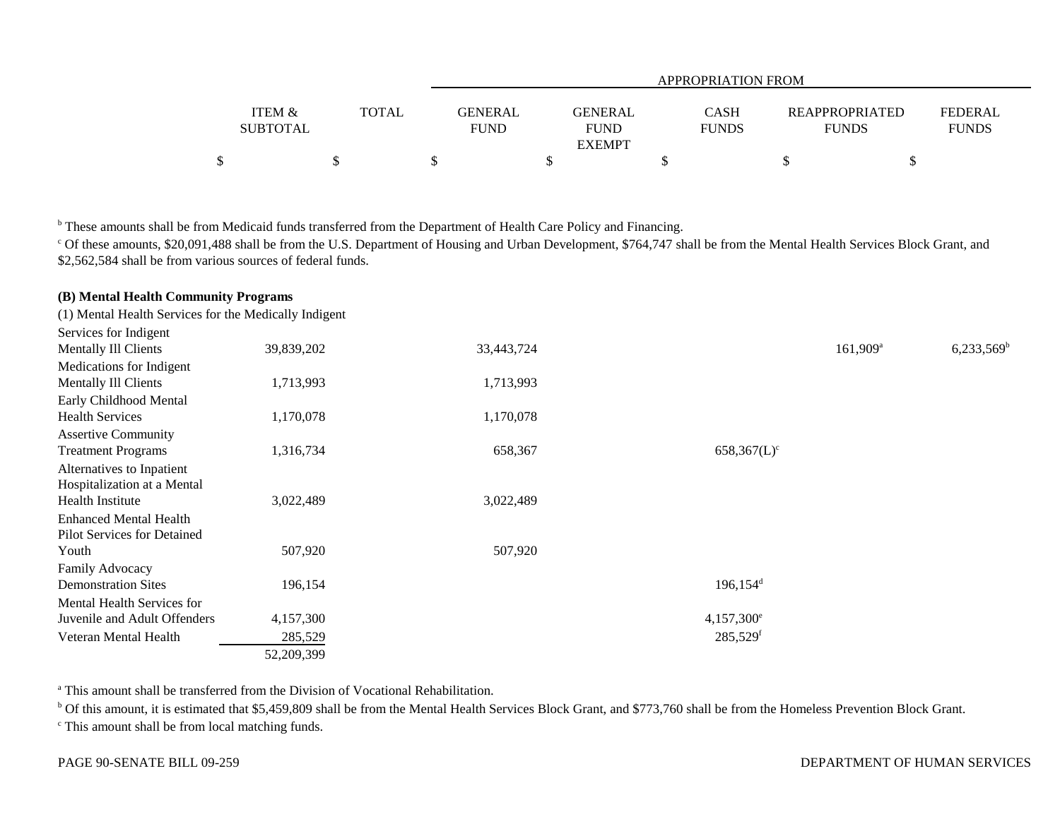| | ITEM & SUBTOTAL | TOTAL | APPROPRIATION FROM GENERAL FUND | GENERAL FUND EXEMPT | CASH FUNDS | REAPPROPRIATED FUNDS | FEDERAL FUNDS |
|---|---|---|---|---|---|---|---|
| | $ | $ | $ | $ | $ | $ | $ |

[b] These amounts shall be from Medicaid funds transferred from the Department of Health Care Policy and Financing.

[c] Of these amounts, $20,091,488 shall be from the U.S. Department of Housing and Urban Development, $764,747 shall be from the Mental Health Services Block Grant, and $2,562,584 shall be from various sources of federal funds.

**(B) Mental Health Community Programs**

(1) Mental Health Services for the Medically Indigent

| | ITEM & SUBTOTAL | TOTAL | GENERAL FUND | GENERAL FUND EXEMPT | CASH FUNDS | REAPPROPRIATED FUNDS | FEDERAL FUNDS |
|---|---|---|---|---|---|---|---|
| Services for Indigent Mentally Ill Clients | 39,839,202 | | 33,443,724 | | | 161,909[a] | 6,233,569[b] |
| Medications for Indigent Mentally Ill Clients | 1,713,993 | | 1,713,993 | | | | |
| Early Childhood Mental Health Services | 1,170,078 | | 1,170,078 | | | | |
| Assertive Community Treatment Programs | 1,316,734 | | 658,367 | | 658,367(L)[c] | | |
| Alternatives to Inpatient Hospitalization at a Mental Health Institute | 3,022,489 | | 3,022,489 | | | | |
| Enhanced Mental Health Pilot Services for Detained Youth | 507,920 | | 507,920 | | | | |
| Family Advocacy Demonstration Sites | 196,154 | | | | 196,154[d] | | |
| Mental Health Services for Juvenile and Adult Offenders | 4,157,300 | | | | 4,157,300[e] | | |
| Veteran Mental Health | 285,529 | | | | 285,529[f] | | |
| | 52,209,399 | | | | | | |

[a] This amount shall be transferred from the Division of Vocational Rehabilitation.

[b] Of this amount, it is estimated that $5,459,809 shall be from the Mental Health Services Block Grant, and $773,760 shall be from the Homeless Prevention Block Grant.

[c] This amount shall be from local matching funds.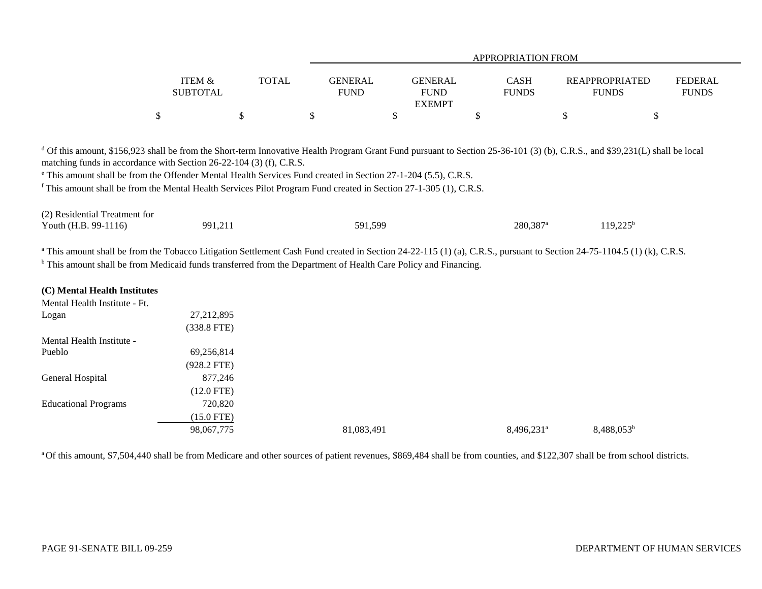| | ITEM & SUBTOTAL | TOTAL | APPROPRIATION FROM GENERAL FUND | GENERAL FUND EXEMPT | CASH FUNDS | REAPPROPRIATED FUNDS | FEDERAL FUNDS |
|---|---|---|---|---|---|---|---|
| | $ | $ | $ | $ | $ | $ | $ |

[d] Of this amount, $156,923 shall be from the Short-term Innovative Health Program Grant Fund pursuant to Section 25-36-101 (3) (b), C.R.S., and $39,231(L) shall be local matching funds in accordance with Section 26-22-104 (3) (f), C.R.S.

[e] This amount shall be from the Offender Mental Health Services Fund created in Section 27-1-204 (5.5), C.R.S.

[f] This amount shall be from the Mental Health Services Pilot Program Fund created in Section 27-1-305 (1), C.R.S.

| | ITEM & SUBTOTAL | TOTAL | GENERAL FUND | GENERAL FUND EXEMPT | CASH FUNDS | REAPPROPRIATED FUNDS | FEDERAL FUNDS |
|---|---|---|---|---|---|---|---|
| (2) Residential Treatment for Youth (H.B. 99-1116) | 991,211 | | 591,599 | | 280,387[a] | 119,225[b] | |

[a] This amount shall be from the Tobacco Litigation Settlement Cash Fund created in Section 24-22-115 (1) (a), C.R.S., pursuant to Section 24-75-1104.5 (1) (k), C.R.S.

[b] This amount shall be from Medicaid funds transferred from the Department of Health Care Policy and Financing.

**(C) Mental Health Institutes**

| | ITEM & SUBTOTAL | TOTAL | GENERAL FUND | GENERAL FUND EXEMPT | CASH FUNDS | REAPPROPRIATED FUNDS | FEDERAL FUNDS |
|---|---|---|---|---|---|---|---|
| Mental Health Institute - Ft. Logan | 27,212,895 | | | | | | |
| | (338.8 FTE) | | | | | | |
| Mental Health Institute - Pueblo | 69,256,814 | | | | | | |
| | (928.2 FTE) | | | | | | |
| General Hospital | 877,246 | | | | | | |
| | (12.0 FTE) | | | | | | |
| Educational Programs | 720,820 | | | | | | |
| | (15.0 FTE) | | | | | | |
| | 98,067,775 | | 81,083,491 | | 8,496,231[a] | 8,488,053[b] | |

[a] Of this amount, $7,504,440 shall be from Medicare and other sources of patient revenues, $869,484 shall be from counties, and $122,307 shall be from school districts.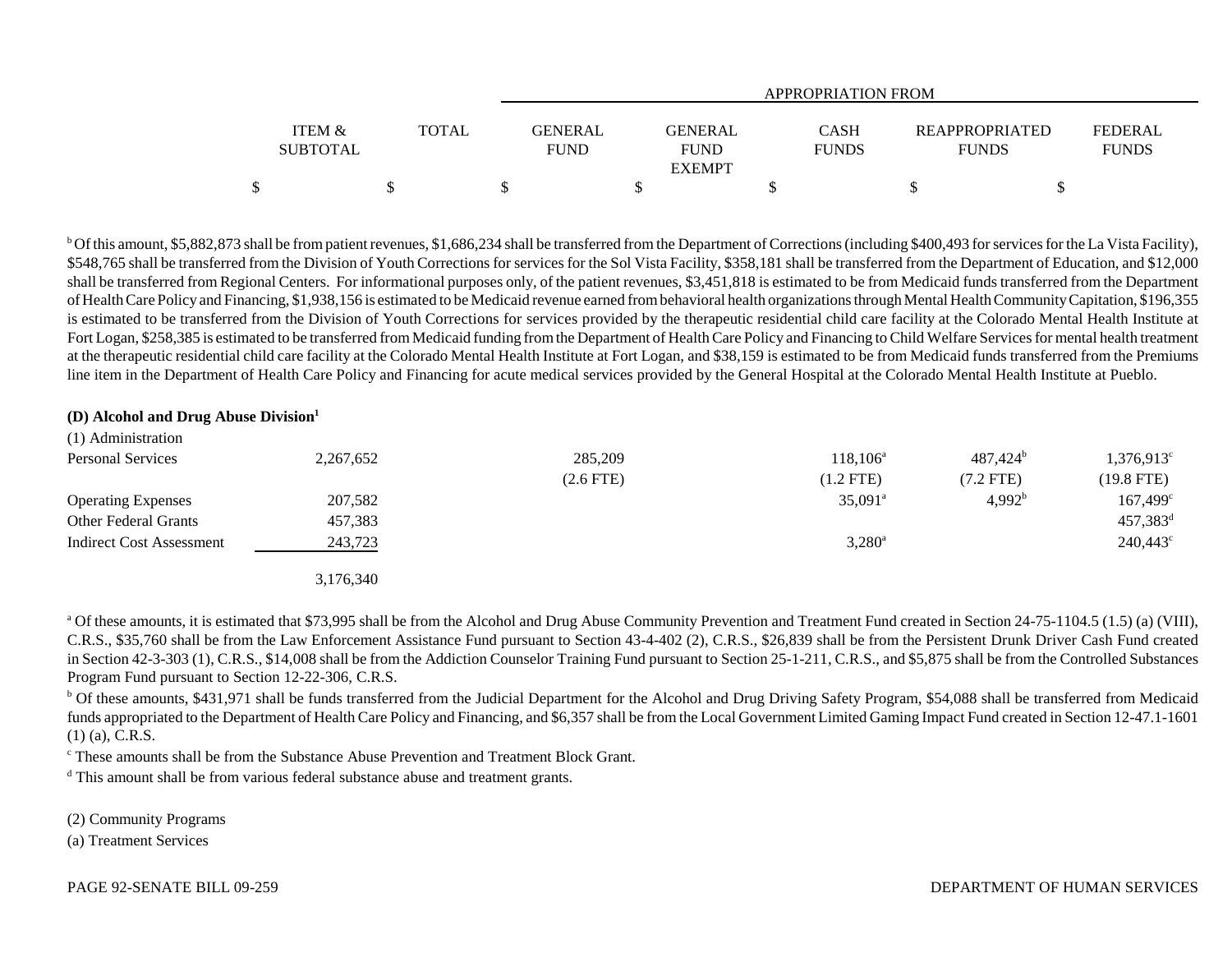| | ITEM & SUBTOTAL | TOTAL | APPROPRIATION FROM GENERAL FUND | GENERAL FUND EXEMPT | CASH FUNDS | REAPPROPRIATED FUNDS | FEDERAL FUNDS |
|---|---|---|---|---|---|---|---|
| | $ | $ | $ | $ | $ | $ | $ |

[b] Of this amount, $5,882,873 shall be from patient revenues, $1,686,234 shall be transferred from the Department of Corrections (including $400,493 for services for the La Vista Facility), $548,765 shall be transferred from the Division of Youth Corrections for services for the Sol Vista Facility, $358,181 shall be transferred from the Department of Education, and $12,000 shall be transferred from Regional Centers. For informational purposes only, of the patient revenues, $3,451,818 is estimated to be from Medicaid funds transferred from the Department of Health Care Policy and Financing, $1,938,156 is estimated to be Medicaid revenue earned from behavioral health organizations through Mental Health Community Capitation, $196,355 is estimated to be transferred from the Division of Youth Corrections for services provided by the therapeutic residential child care facility at the Colorado Mental Health Institute at Fort Logan, $258,385 is estimated to be transferred from Medicaid funding from the Department of Health Care Policy and Financing to Child Welfare Services for mental health treatment at the therapeutic residential child care facility at the Colorado Mental Health Institute at Fort Logan, and $38,159 is estimated to be from Medicaid funds transferred from the Premiums line item in the Department of Health Care Policy and Financing for acute medical services provided by the General Hospital at the Colorado Mental Health Institute at Pueblo.

**(D) Alcohol and Drug Abuse Division[1]**

(1) Administration

| | ITEM & SUBTOTAL | TOTAL | GENERAL FUND | GENERAL FUND EXEMPT | CASH FUNDS | REAPPROPRIATED FUNDS | FEDERAL FUNDS |
|---|---|---|---|---|---|---|---|
| Personal Services | 2,267,652 | | 285,209 | | 118,106[a] | 487,424[b] | 1,376,913[c] |
| | | | (2.6 FTE) | | (1.2 FTE) | (7.2 FTE) | (19.8 FTE) |
| Operating Expenses | 207,582 | | | | 35,091[a] | 4,992[b] | 167,499[c] |
| Other Federal Grants | 457,383 | | | | | | 457,383[d] |
| Indirect Cost Assessment | 243,723 | | | | 3,280[a] | | 240,443[c] |
| | 3,176,340 | | | | | | |

[a] Of these amounts, it is estimated that $73,995 shall be from the Alcohol and Drug Abuse Community Prevention and Treatment Fund created in Section 24-75-1104.5 (1.5) (a) (VIII), C.R.S., $35,760 shall be from the Law Enforcement Assistance Fund pursuant to Section 43-4-402 (2), C.R.S., $26,839 shall be from the Persistent Drunk Driver Cash Fund created in Section 42-3-303 (1), C.R.S., $14,008 shall be from the Addiction Counselor Training Fund pursuant to Section 25-1-211, C.R.S., and $5,875 shall be from the Controlled Substances Program Fund pursuant to Section 12-22-306, C.R.S.

[b] Of these amounts, $431,971 shall be funds transferred from the Judicial Department for the Alcohol and Drug Driving Safety Program, $54,088 shall be transferred from Medicaid funds appropriated to the Department of Health Care Policy and Financing, and $6,357 shall be from the Local Government Limited Gaming Impact Fund created in Section 12-47.1-1601 (1) (a), C.R.S.

[c] These amounts shall be from the Substance Abuse Prevention and Treatment Block Grant.

[d] This amount shall be from various federal substance abuse and treatment grants.

(2) Community Programs

(a) Treatment Services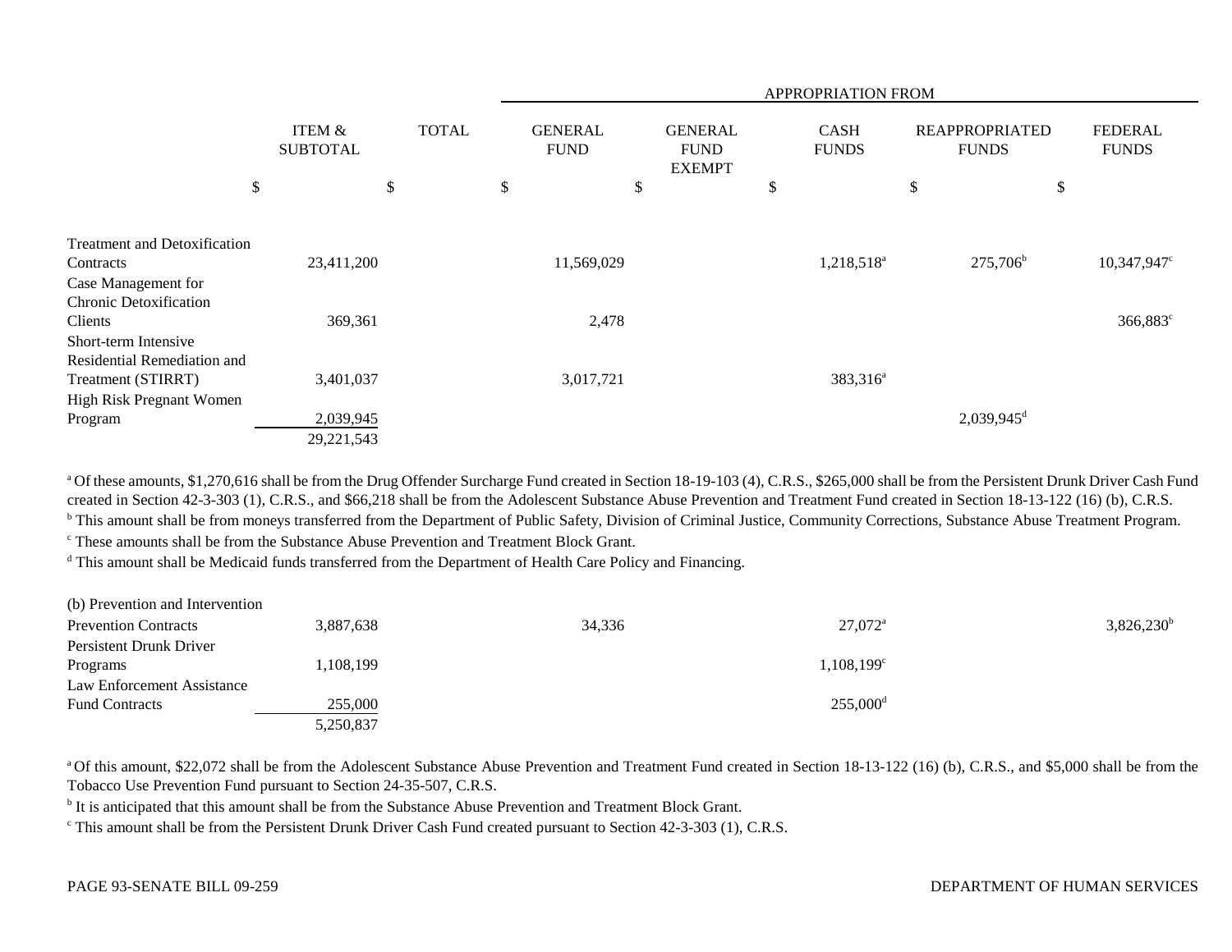| | ITEM & SUBTOTAL | TOTAL | APPROPRIATION FROM GENERAL FUND | GENERAL FUND EXEMPT | CASH FUNDS | REAPPROPRIATED FUNDS | FEDERAL FUNDS |
|---|---|---|---|---|---|---|---|
| | $ | $ | $ | $ | $ | $ | $ |
| Treatment and Detoxification Contracts | 23,411,200 | | 11,569,029 | | 1,218,518[a] | 275,706[b] | 10,347,947[c] |
| Case Management for Chronic Detoxification Clients | 369,361 | | 2,478 | | | | 366,883[c] |
| Short-term Intensive Residential Remediation and Treatment (STIRRT) | 3,401,037 | | 3,017,721 | | 383,316[a] | | |
| High Risk Pregnant Women Program | 2,039,945 | | | | | 2,039,945[d] | |
| | 29,221,543 | | | | | | |

[a] Of these amounts, $1,270,616 shall be from the Drug Offender Surcharge Fund created in Section 18-19-103 (4), C.R.S., $265,000 shall be from the Persistent Drunk Driver Cash Fund created in Section 42-3-303 (1), C.R.S., and $66,218 shall be from the Adolescent Substance Abuse Prevention and Treatment Fund created in Section 18-13-122 (16) (b), C.R.S.
[b] This amount shall be from moneys transferred from the Department of Public Safety, Division of Criminal Justice, Community Corrections, Substance Abuse Treatment Program.
[c] These amounts shall be from the Substance Abuse Prevention and Treatment Block Grant.
[d] This amount shall be Medicaid funds transferred from the Department of Health Care Policy and Financing.

| | ITEM & SUBTOTAL | TOTAL | GENERAL FUND | GENERAL FUND EXEMPT | CASH FUNDS | REAPPROPRIATED FUNDS | FEDERAL FUNDS |
|---|---|---|---|---|---|---|---|
| (b) Prevention and Intervention | | | | | | | |
| Prevention Contracts | 3,887,638 | | 34,336 | | 27,072[a] | | 3,826,230[b] |
| Persistent Drunk Driver Programs | 1,108,199 | | | | 1,108,199[c] | | |
| Law Enforcement Assistance Fund Contracts | 255,000 | | | | 255,000[d] | | |
| | 5,250,837 | | | | | | |

[a] Of this amount, $22,072 shall be from the Adolescent Substance Abuse Prevention and Treatment Fund created in Section 18-13-122 (16) (b), C.R.S., and $5,000 shall be from the Tobacco Use Prevention Fund pursuant to Section 24-35-507, C.R.S.
[b] It is anticipated that this amount shall be from the Substance Abuse Prevention and Treatment Block Grant.
[c] This amount shall be from the Persistent Drunk Driver Cash Fund created pursuant to Section 42-3-303 (1), C.R.S.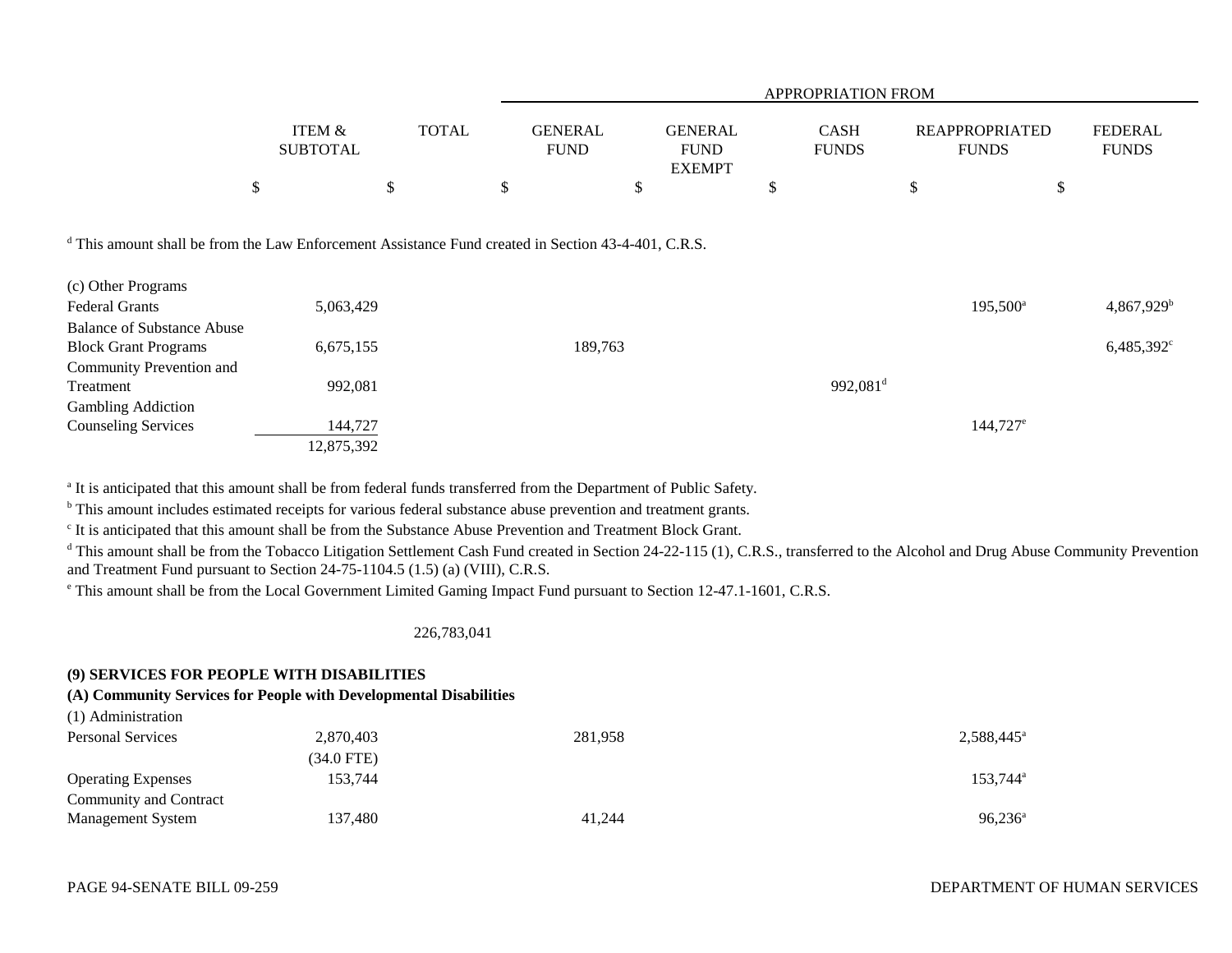| | ITEM & SUBTOTAL | TOTAL | GENERAL FUND | GENERAL FUND EXEMPT | CASH FUNDS | REAPPROPRIATED FUNDS | FEDERAL FUNDS |
|---|---|---|---|---|---|---|---|
| | | | APPROPRIATION FROM | | | | |
| | $ | $ | $ | $ | $ | $ | $ |

[d] This amount shall be from the Law Enforcement Assistance Fund created in Section 43-4-401, C.R.S.

| | ITEM & SUBTOTAL | TOTAL | GENERAL FUND | GENERAL FUND EXEMPT | CASH FUNDS | REAPPROPRIATED FUNDS | FEDERAL FUNDS |
|---|---|---|---|---|---|---|---|
| (c) Other Programs | | | | | | | |
| Federal Grants | 5,063,429 | | | | | 195,500[a] | 4,867,929[b] |
| Balance of Substance Abuse Block Grant Programs | 6,675,155 | | 189,763 | | | | 6,485,392[c] |
| Community Prevention and Treatment | 992,081 | | | | 992,081[d] | | |
| Gambling Addiction Counseling Services | 144,727 | | | | | 144,727[e] | |
| | 12,875,392 | | | | | | |

[a] It is anticipated that this amount shall be from federal funds transferred from the Department of Public Safety.

[b] This amount includes estimated receipts for various federal substance abuse prevention and treatment grants.

[c] It is anticipated that this amount shall be from the Substance Abuse Prevention and Treatment Block Grant.

[d] This amount shall be from the Tobacco Litigation Settlement Cash Fund created in Section 24-22-115 (1), C.R.S., transferred to the Alcohol and Drug Abuse Community Prevention and Treatment Fund pursuant to Section 24-75-1104.5 (1.5) (a) (VIII), C.R.S.

[e] This amount shall be from the Local Government Limited Gaming Impact Fund pursuant to Section 12-47.1-1601, C.R.S.

| | ITEM & SUBTOTAL | TOTAL | GENERAL FUND | GENERAL FUND EXEMPT | CASH FUNDS | REAPPROPRIATED FUNDS | FEDERAL FUNDS |
|---|---|---|---|---|---|---|---|
| | | 226,783,041 | | | | | |

**(9) SERVICES FOR PEOPLE WITH DISABILITIES**

**(A) Community Services for People with Developmental Disabilities**

| | ITEM & SUBTOTAL | TOTAL | GENERAL FUND | GENERAL FUND EXEMPT | CASH FUNDS | REAPPROPRIATED FUNDS | FEDERAL FUNDS |
|---|---|---|---|---|---|---|---|
| (1) Administration | | | | | | | |
| Personal Services | 2,870,403 | | 281,958 | | | 2,588,445[a] | |
| | (34.0 FTE) | | | | | | |
| Operating Expenses | 153,744 | | | | | 153,744[a] | |
| Community and Contract Management System | 137,480 | | 41,244 | | | 96,236[a] | |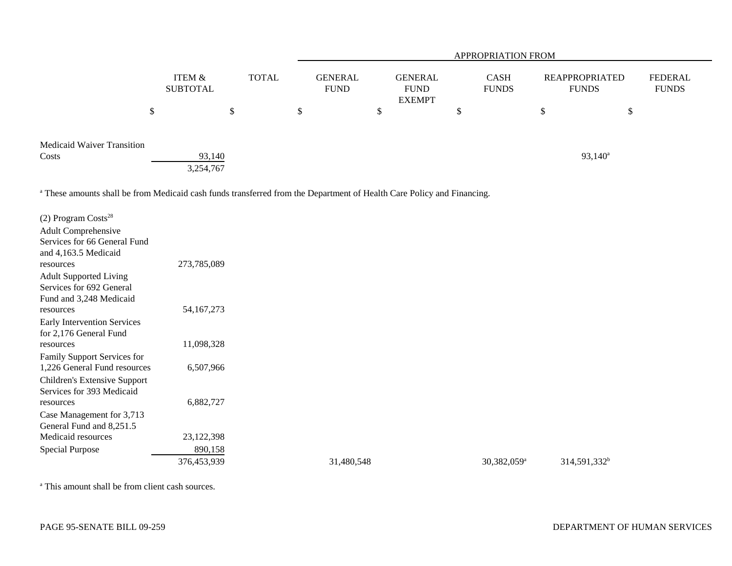| | ITEM & SUBTOTAL | TOTAL | APPROPRIATION FROM | | | | |
|---|---|---|---|---|---|---|---|
| | | | GENERAL FUND | GENERAL FUND EXEMPT | CASH FUNDS | REAPPROPRIATED FUNDS | FEDERAL FUNDS |
| | $ | $ | $ | $ | $ | $ | $ |
| Medicaid Waiver Transition Costs | 93,140 | | | | | 93,140[a] | |
| | 3,254,767 | | | | | | |

[a] These amounts shall be from Medicaid cash funds transferred from the Department of Health Care Policy and Financing.

| | ITEM & SUBTOTAL | TOTAL | GENERAL FUND | GENERAL FUND EXEMPT | CASH FUNDS | REAPPROPRIATED FUNDS | FEDERAL FUNDS |
|---|---|---|---|---|---|---|---|
| (2) Program Costs[28] | | | | | | | |
| Adult Comprehensive Services for 66 General Fund and 4,163.5 Medicaid resources | 273,785,089 | | | | | | |
| Adult Supported Living Services for 692 General Fund and 3,248 Medicaid resources | 54,167,273 | | | | | | |
| Early Intervention Services for 2,176 General Fund resources | 11,098,328 | | | | | | |
| Family Support Services for 1,226 General Fund resources | 6,507,966 | | | | | | |
| Children's Extensive Support Services for 393 Medicaid resources | 6,882,727 | | | | | | |
| Case Management for 3,713 General Fund and 8,251.5 Medicaid resources | 23,122,398 | | | | | | |
| Special Purpose | 890,158 | | | | | | |
| | 376,453,939 | | 31,480,548 | | 30,382,059[a] | 314,591,332[b] | |

[a] This amount shall be from client cash sources.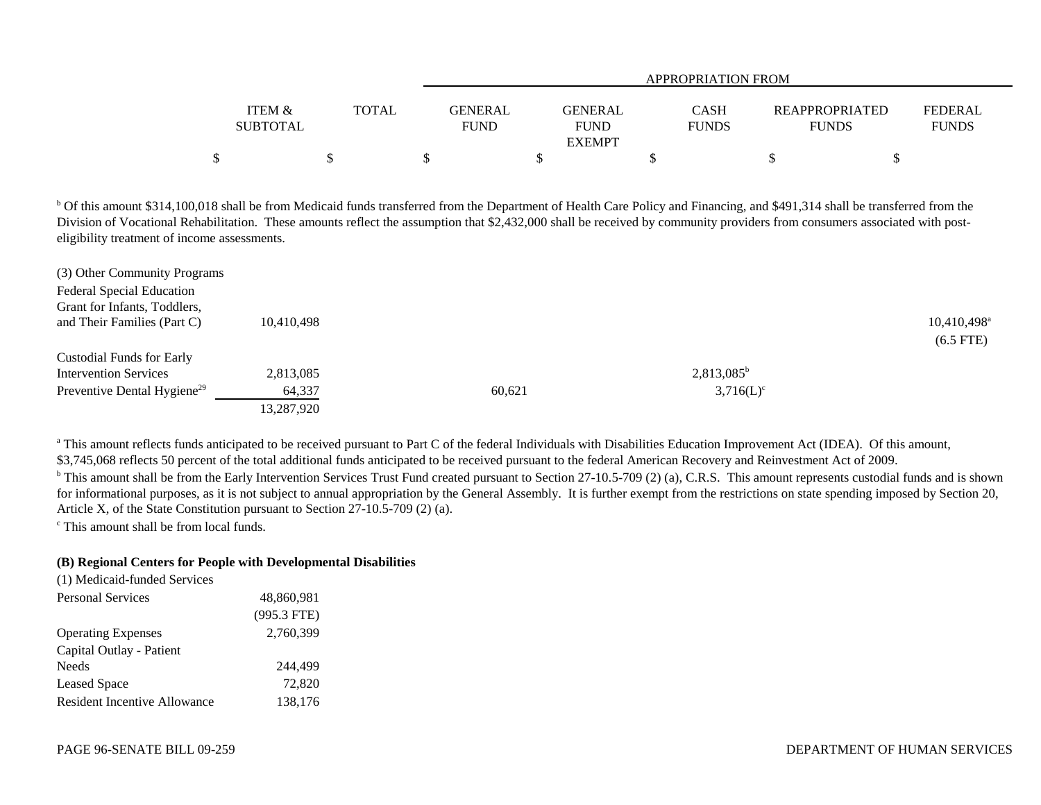| | ITEM & SUBTOTAL | TOTAL | APPROPRIATION FROM GENERAL FUND | GENERAL FUND EXEMPT | CASH FUNDS | REAPPROPRIATED FUNDS | FEDERAL FUNDS |
|---|---|---|---|---|---|---|---|
| | $ | $ | $ | $ | $ | $ | $ |

[b] Of this amount $314,100,018 shall be from Medicaid funds transferred from the Department of Health Care Policy and Financing, and $491,314 shall be transferred from the Division of Vocational Rehabilitation. These amounts reflect the assumption that $2,432,000 shall be received by community providers from consumers associated with post-eligibility treatment of income assessments.

| | ITEM & SUBTOTAL | TOTAL | GENERAL FUND | GENERAL FUND EXEMPT | CASH FUNDS | REAPPROPRIATED FUNDS | FEDERAL FUNDS |
|---|---|---|---|---|---|---|---|
| (3) Other Community Programs | | | | | | | |
| Federal Special Education Grant for Infants, Toddlers, and Their Families (Part C) | 10,410,498 | | | | | | 10,410,498[a] (6.5 FTE) |
| Custodial Funds for Early Intervention Services | 2,813,085 | | | | 2,813,085[b] | | |
| Preventive Dental Hygiene[29] | 64,337 | | 60,621 | | 3,716(L)[c] | | |
| | 13,287,920 | | | | | | |

[a] This amount reflects funds anticipated to be received pursuant to Part C of the federal Individuals with Disabilities Education Improvement Act (IDEA). Of this amount, $3,745,068 reflects 50 percent of the total additional funds anticipated to be received pursuant to the federal American Recovery and Reinvestment Act of 2009.

[b] This amount shall be from the Early Intervention Services Trust Fund created pursuant to Section 27-10.5-709 (2) (a), C.R.S. This amount represents custodial funds and is shown for informational purposes, as it is not subject to annual appropriation by the General Assembly. It is further exempt from the restrictions on state spending imposed by Section 20, Article X, of the State Constitution pursuant to Section 27-10.5-709 (2) (a).

[c] This amount shall be from local funds.

**(B) Regional Centers for People with Developmental Disabilities**

| | ITEM & SUBTOTAL | TOTAL | GENERAL FUND | GENERAL FUND EXEMPT | CASH FUNDS | REAPPROPRIATED FUNDS | FEDERAL FUNDS |
|---|---|---|---|---|---|---|---|
| (1) Medicaid-funded Services | | | | | | | |
| Personal Services | 48,860,981 (995.3 FTE) | | | | | | |
| Operating Expenses | 2,760,399 | | | | | | |
| Capital Outlay - Patient Needs | 244,499 | | | | | | |
| Leased Space | 72,820 | | | | | | |
| Resident Incentive Allowance | 138,176 | | | | | | |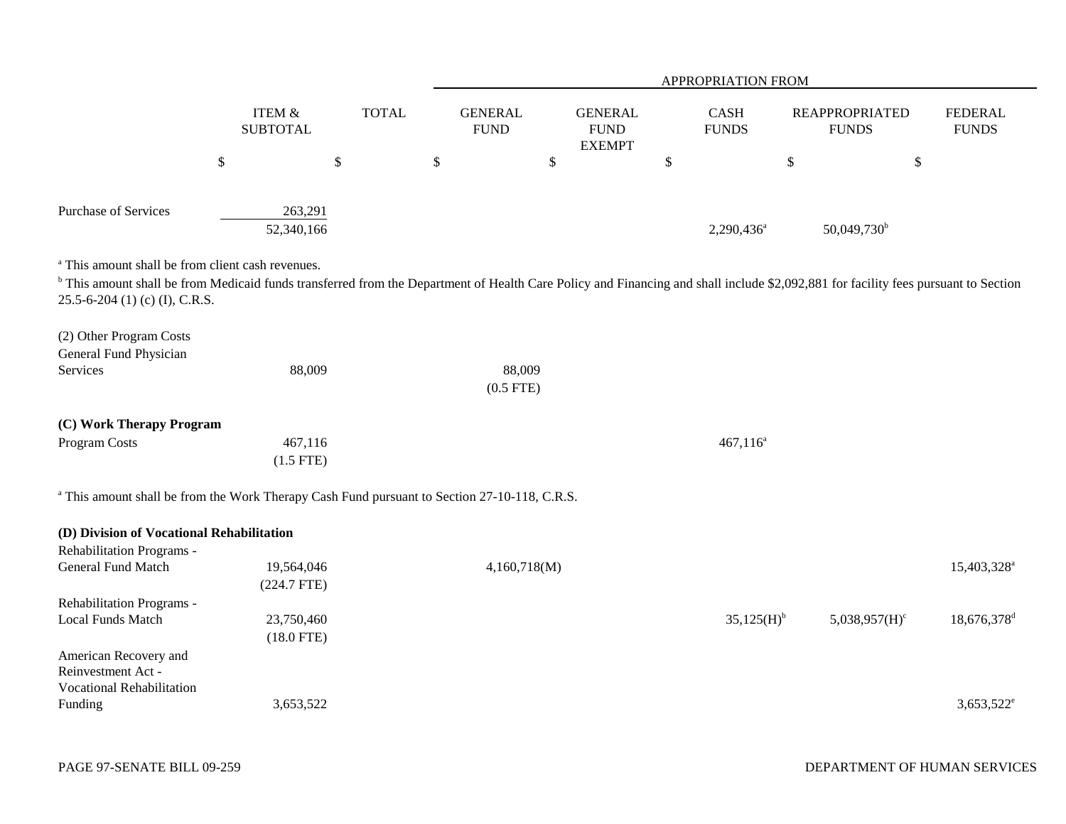| | ITEM & SUBTOTAL | TOTAL | APPROPRIATION FROM GENERAL FUND | GENERAL FUND EXEMPT | CASH FUNDS | REAPPROPRIATED FUNDS | FEDERAL FUNDS |
|---|---|---|---|---|---|---|---|
| | $ | $ | $ | $ | $ | $ | $ |
| Purchase of Services | 263,291 | | | | | | |
| | 52,340,166 | | | | 2,290,436[a] | 50,049,730[b] | |

[a] This amount shall be from client cash revenues.

[b] This amount shall be from Medicaid funds transferred from the Department of Health Care Policy and Financing and shall include $2,092,881 for facility fees pursuant to Section 25.5-6-204 (1) (c) (I), C.R.S.

| | ITEM & SUBTOTAL | TOTAL | GENERAL FUND | GENERAL FUND EXEMPT | CASH FUNDS | REAPPROPRIATED FUNDS | FEDERAL FUNDS |
|---|---|---|---|---|---|---|---|
| (2) Other Program Costs | | | | | | | |
| General Fund Physician Services | 88,009 | | 88,009 (0.5 FTE) | | | | |
| **(C) Work Therapy Program** | | | | | | | |
| Program Costs | 467,116 (1.5 FTE) | | | | 467,116[a] | | |

[a] This amount shall be from the Work Therapy Cash Fund pursuant to Section 27-10-118, C.R.S.

| | ITEM & SUBTOTAL | TOTAL | GENERAL FUND | GENERAL FUND EXEMPT | CASH FUNDS | REAPPROPRIATED FUNDS | FEDERAL FUNDS |
|---|---|---|---|---|---|---|---|
| **(D) Division of Vocational Rehabilitation** | | | | | | | |
| Rehabilitation Programs - General Fund Match | 19,564,046 (224.7 FTE) | | 4,160,718(M) | | | | 15,403,328[a] |
| Rehabilitation Programs - Local Funds Match | 23,750,460 (18.0 FTE) | | | | 35,125(H)[b] | 5,038,957(H)[c] | 18,676,378[d] |
| American Recovery and Reinvestment Act - Vocational Rehabilitation Funding | 3,653,522 | | | | | | 3,653,522[e] |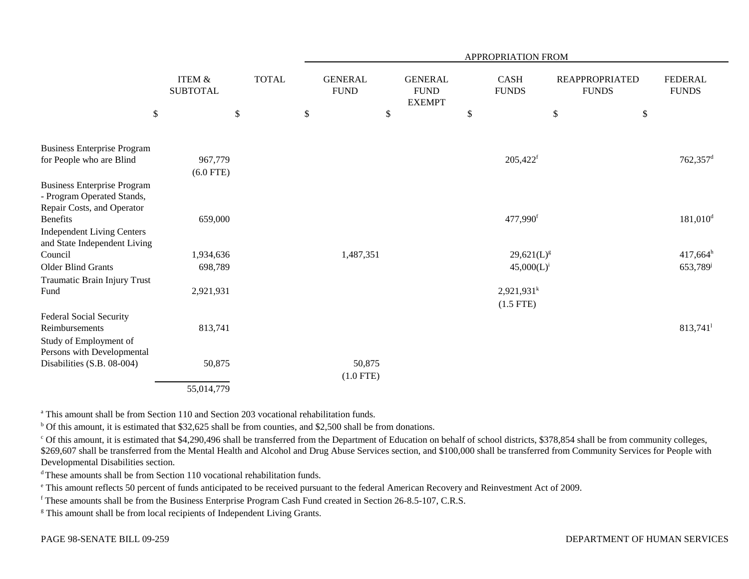| | ITEM & SUBTOTAL | TOTAL | APPROPRIATION FROM | | | | |
|---|---|---|---|---|---|---|---|
| | | | GENERAL FUND | GENERAL FUND EXEMPT | CASH FUNDS | REAPPROPRIATED FUNDS | FEDERAL FUNDS |
| | $ | $ | $ | $ | $ | $ | $ |
| Business Enterprise Program for People who are Blind | 967,779 (6.0 FTE) | | | | 205,422[f] | | 762,357[d] |
| Business Enterprise Program - Program Operated Stands, Repair Costs, and Operator Benefits | 659,000 | | | | 477,990[f] | | 181,010[d] |
| Independent Living Centers and State Independent Living Council | 1,934,636 | | 1,487,351 | | 29,621(L)[g] | | 417,664[h] |
| Older Blind Grants | 698,789 | | | | 45,000(L)[i] | | 653,789[j] |
| Traumatic Brain Injury Trust Fund | 2,921,931 | | | | 2,921,931[k] (1.5 FTE) | | |
| Federal Social Security Reimbursements | 813,741 | | | | | | 813,741[l] |
| Study of Employment of Persons with Developmental Disabilities (S.B. 08-004) | 50,875 | | 50,875 (1.0 FTE) | | | | |
| | 55,014,779 | | | | | | |

[a] This amount shall be from Section 110 and Section 203 vocational rehabilitation funds.

[b] Of this amount, it is estimated that $32,625 shall be from counties, and $2,500 shall be from donations.

[c] Of this amount, it is estimated that $4,290,496 shall be transferred from the Department of Education on behalf of school districts, $378,854 shall be from community colleges, $269,607 shall be transferred from the Mental Health and Alcohol and Drug Abuse Services section, and $100,000 shall be transferred from Community Services for People with Developmental Disabilities section.

[d] These amounts shall be from Section 110 vocational rehabilitation funds.

[e] This amount reflects 50 percent of funds anticipated to be received pursuant to the federal American Recovery and Reinvestment Act of 2009.

[f] These amounts shall be from the Business Enterprise Program Cash Fund created in Section 26-8.5-107, C.R.S.

[g] This amount shall be from local recipients of Independent Living Grants.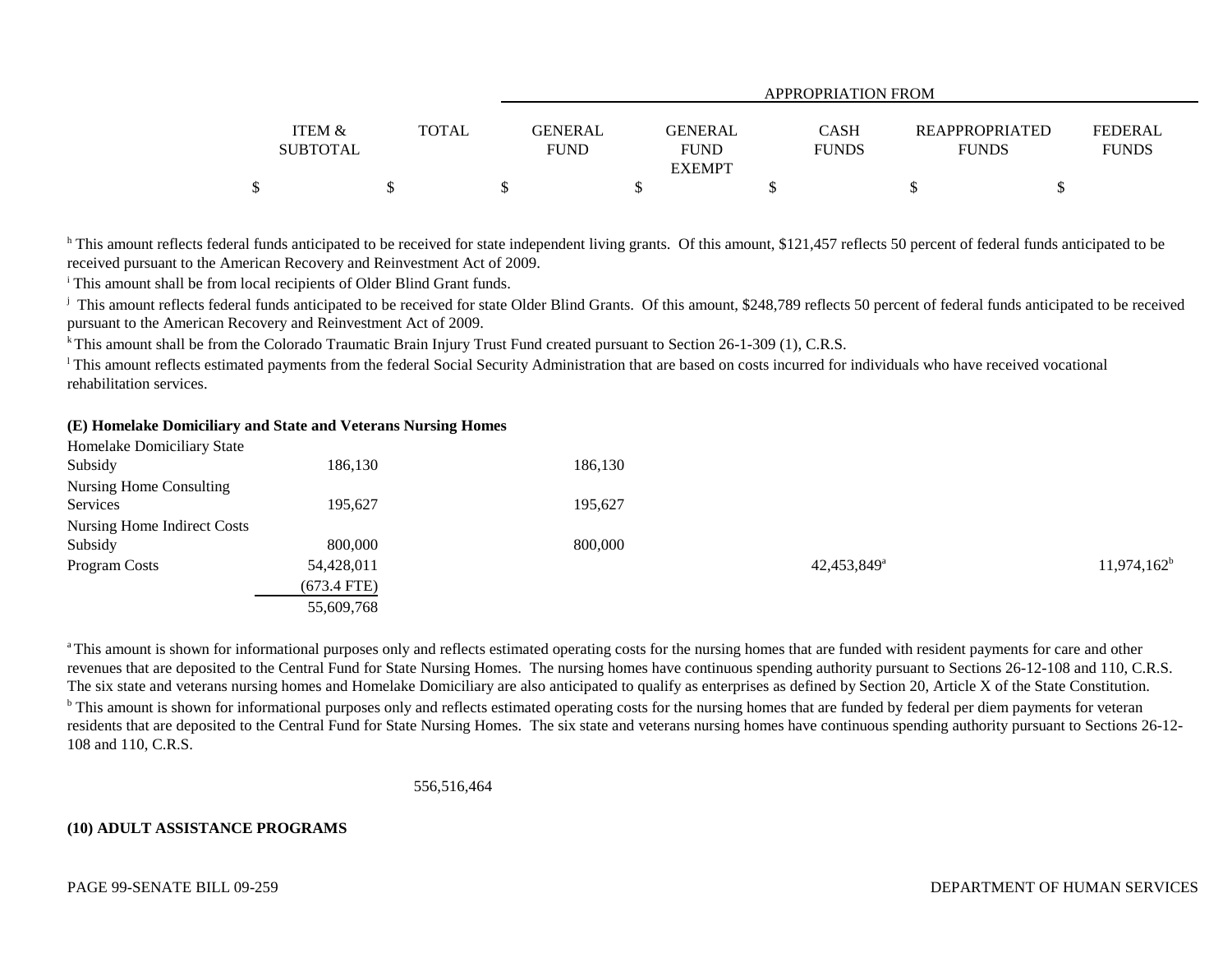| | ITEM & SUBTOTAL | TOTAL | APPROPRIATION FROM GENERAL FUND | GENERAL FUND EXEMPT | CASH FUNDS | REAPPROPRIATED FUNDS | FEDERAL FUNDS |
|---|---|---|---|---|---|---|---|
| | $ | $ | $ | $ | $ | $ | $ |

[h] This amount reflects federal funds anticipated to be received for state independent living grants. Of this amount, $121,457 reflects 50 percent of federal funds anticipated to be received pursuant to the American Recovery and Reinvestment Act of 2009.

[i] This amount shall be from local recipients of Older Blind Grant funds.

[j] This amount reflects federal funds anticipated to be received for state Older Blind Grants. Of this amount, $248,789 reflects 50 percent of federal funds anticipated to be received pursuant to the American Recovery and Reinvestment Act of 2009.

[k] This amount shall be from the Colorado Traumatic Brain Injury Trust Fund created pursuant to Section 26-1-309 (1), C.R.S.

[l] This amount reflects estimated payments from the federal Social Security Administration that are based on costs incurred for individuals who have received vocational rehabilitation services.

**(E) Homelake Domiciliary and State and Veterans Nursing Homes**

| | ITEM & SUBTOTAL | TOTAL | GENERAL FUND | GENERAL FUND EXEMPT | CASH FUNDS | REAPPROPRIATED FUNDS | FEDERAL FUNDS |
|---|---|---|---|---|---|---|---|
| Homelake Domiciliary State Subsidy | 186,130 | | 186,130 | | | | |
| Nursing Home Consulting Services | 195,627 | | 195,627 | | | | |
| Nursing Home Indirect Costs Subsidy | 800,000 | | 800,000 | | | | |
| Program Costs | 54,428,011 | | | | 42,453,849[a] | | 11,974,162[b] |
| | (673.4 FTE) | | | | | | |
| | 55,609,768 | | | | | | |

[a] This amount is shown for informational purposes only and reflects estimated operating costs for the nursing homes that are funded with resident payments for care and other revenues that are deposited to the Central Fund for State Nursing Homes. The nursing homes have continuous spending authority pursuant to Sections 26-12-108 and 110, C.R.S. The six state and veterans nursing homes and Homelake Domiciliary are also anticipated to qualify as enterprises as defined by Section 20, Article X of the State Constitution.

[b] This amount is shown for informational purposes only and reflects estimated operating costs for the nursing homes that are funded by federal per diem payments for veteran residents that are deposited to the Central Fund for State Nursing Homes. The six state and veterans nursing homes have continuous spending authority pursuant to Sections 26-12-108 and 110, C.R.S.

| | ITEM & SUBTOTAL | TOTAL | GENERAL FUND | GENERAL FUND EXEMPT | CASH FUNDS | REAPPROPRIATED FUNDS | FEDERAL FUNDS |
|---|---|---|---|---|---|---|---|
| | | 556,516,464 | | | | | |

**(10) ADULT ASSISTANCE PROGRAMS**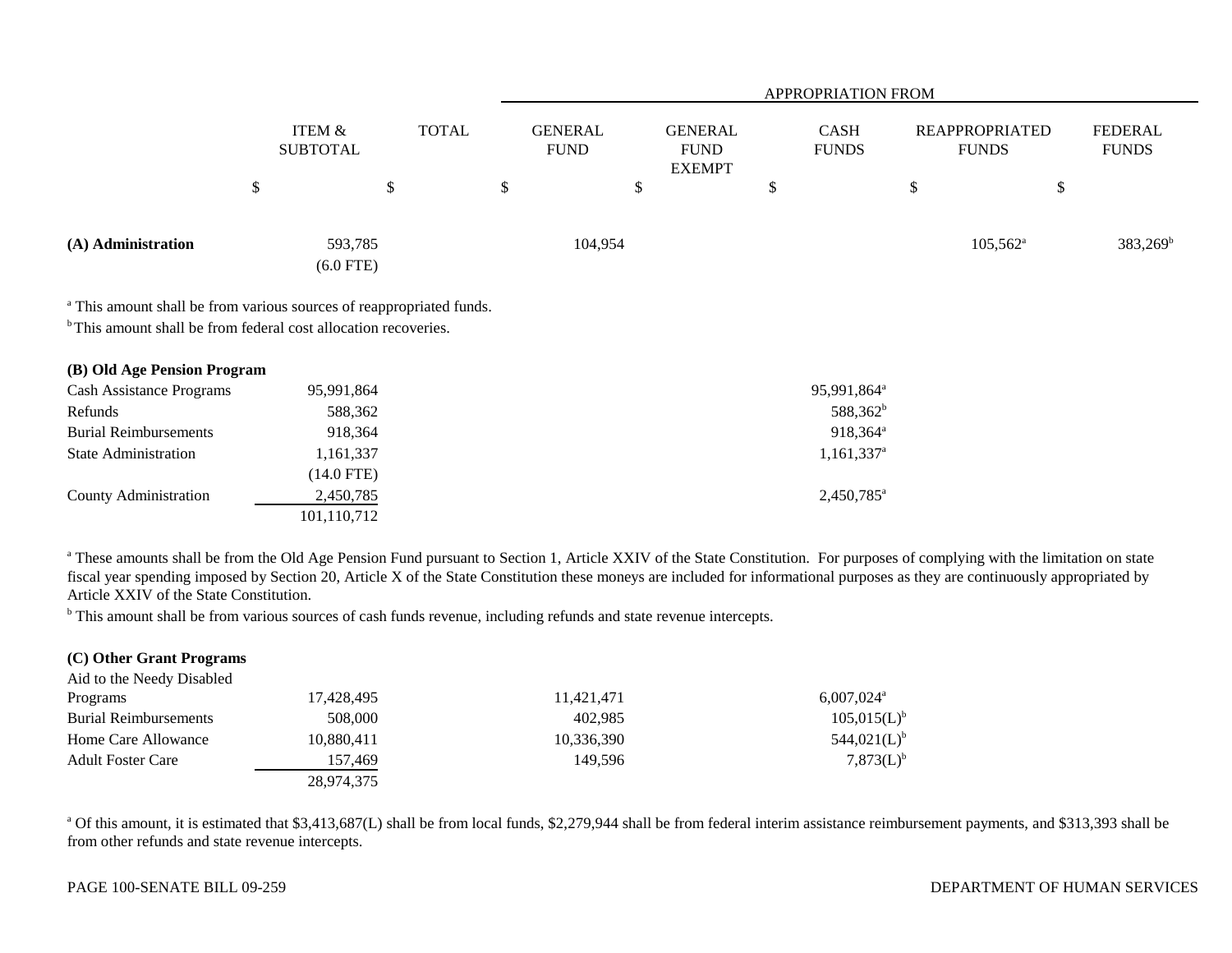| | ITEM & SUBTOTAL | TOTAL | APPROPRIATION FROM GENERAL FUND | GENERAL FUND EXEMPT | CASH FUNDS | REAPPROPRIATED FUNDS | FEDERAL FUNDS |
|---|---|---|---|---|---|---|---|
| | $ | $ | $ | $ | $ | $ | $ |
| **(A) Administration** | 593,785 (6.0 FTE) | | 104,954 | | | 105,562[a] | 383,269[b] |

[a] This amount shall be from various sources of reappropriated funds.
[b] This amount shall be from federal cost allocation recoveries.

| | ITEM & SUBTOTAL | TOTAL | GENERAL FUND | GENERAL FUND EXEMPT | CASH FUNDS | REAPPROPRIATED FUNDS | FEDERAL FUNDS |
|---|---|---|---|---|---|---|---|
| **(B) Old Age Pension Program** | | | | | | | |
| Cash Assistance Programs | 95,991,864 | | | | 95,991,864[a] | | |
| Refunds | 588,362 | | | | 588,362[b] | | |
| Burial Reimbursements | 918,364 | | | | 918,364[a] | | |
| State Administration | 1,161,337 (14.0 FTE) | | | | 1,161,337[a] | | |
| County Administration | 2,450,785 | | | | 2,450,785[a] | | |
| | 101,110,712 | | | | | | |

[a] These amounts shall be from the Old Age Pension Fund pursuant to Section 1, Article XXIV of the State Constitution. For purposes of complying with the limitation on state fiscal year spending imposed by Section 20, Article X of the State Constitution these moneys are included for informational purposes as they are continuously appropriated by Article XXIV of the State Constitution.
[b] This amount shall be from various sources of cash funds revenue, including refunds and state revenue intercepts.

| | ITEM & SUBTOTAL | TOTAL | GENERAL FUND | GENERAL FUND EXEMPT | CASH FUNDS | REAPPROPRIATED FUNDS | FEDERAL FUNDS |
|---|---|---|---|---|---|---|---|
| **(C) Other Grant Programs** | | | | | | | |
| Aid to the Needy Disabled Programs | 17,428,495 | | 11,421,471 | | 6,007,024[a] | | |
| Burial Reimbursements | 508,000 | | 402,985 | | 105,015(L)[b] | | |
| Home Care Allowance | 10,880,411 | | 10,336,390 | | 544,021(L)[b] | | |
| Adult Foster Care | 157,469 | | 149,596 | | 7,873(L)[b] | | |
| | 28,974,375 | | | | | | |

[a] Of this amount, it is estimated that $3,413,687(L) shall be from local funds, $2,279,944 shall be from federal interim assistance reimbursement payments, and $313,393 shall be from other refunds and state revenue intercepts.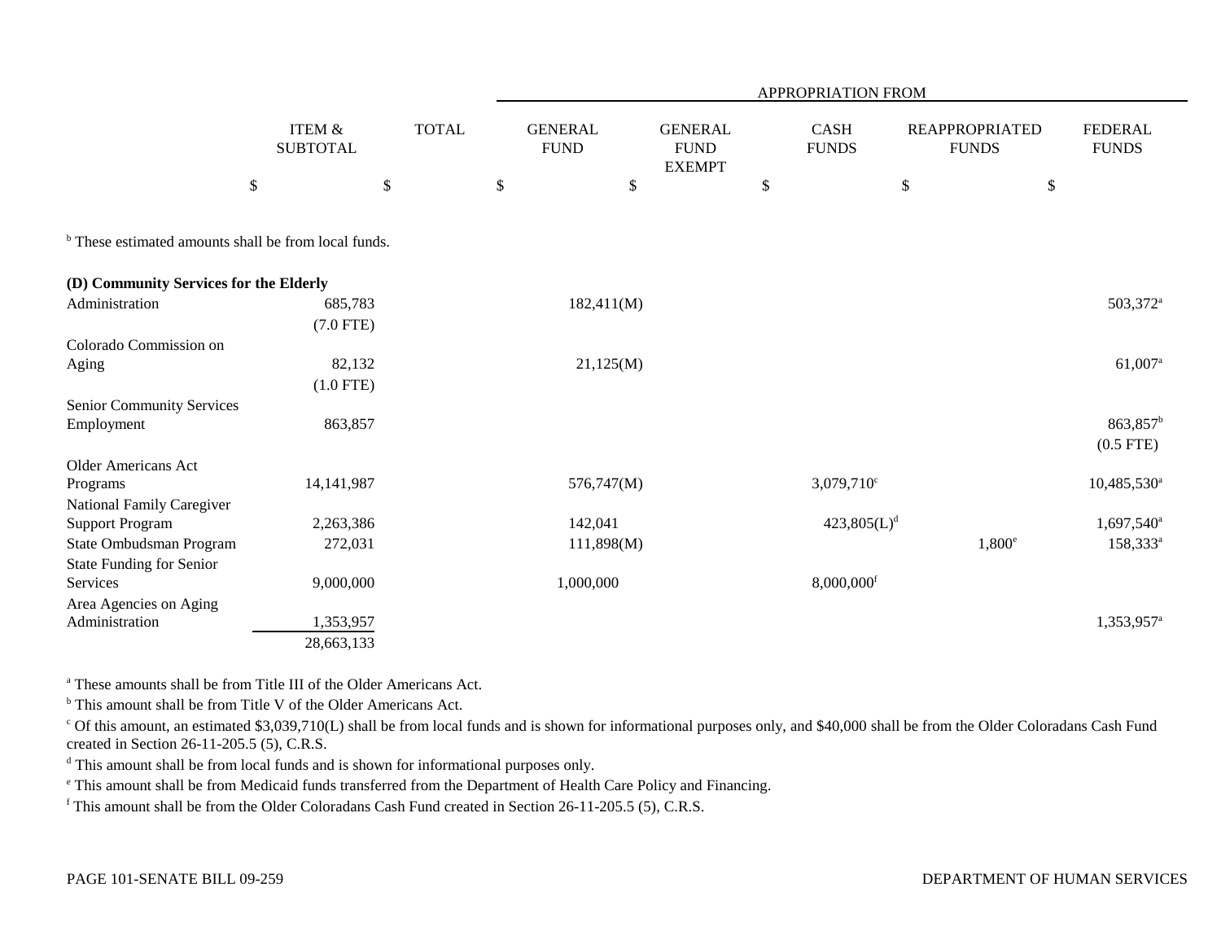| | ITEM & SUBTOTAL | TOTAL | APPROPRIATION FROM GENERAL FUND | GENERAL FUND EXEMPT | CASH FUNDS | REAPPROPRIATED FUNDS | FEDERAL FUNDS |
|---|---|---|---|---|---|---|---|
| | $ | $ | $ | $ | $ | $ | $ |

[b] These estimated amounts shall be from local funds.

| | ITEM & SUBTOTAL | TOTAL | GENERAL FUND | GENERAL FUND EXEMPT | CASH FUNDS | REAPPROPRIATED FUNDS | FEDERAL FUNDS |
|---|---|---|---|---|---|---|---|
| **(D) Community Services for the Elderly** | | | | | | | |
| Administration | 685,783<br>(7.0 FTE) | | 182,411(M) | | | | 503,372[a] |
| Colorado Commission on Aging | 82,132<br>(1.0 FTE) | | 21,125(M) | | | | 61,007[a] |
| Senior Community Services Employment | 863,857 | | | | | | 863,857[b]<br>(0.5 FTE) |
| Older Americans Act Programs | 14,141,987 | | 576,747(M) | | 3,079,710[c] | | 10,485,530[a] |
| National Family Caregiver Support Program | 2,263,386 | | 142,041 | | 423,805(L)[d] | | 1,697,540[a] |
| State Ombudsman Program | 272,031 | | 111,898(M) | | | 1,800[e] | 158,333[a] |
| State Funding for Senior Services | 9,000,000 | | 1,000,000 | | 8,000,000[f] | | |
| Area Agencies on Aging Administration | 1,353,957 | | | | | | 1,353,957[a] |
| | 28,663,133 | | | | | | |

[a] These amounts shall be from Title III of the Older Americans Act.

[b] This amount shall be from Title V of the Older Americans Act.

[c] Of this amount, an estimated $3,039,710(L) shall be from local funds and is shown for informational purposes only, and $40,000 shall be from the Older Coloradans Cash Fund created in Section 26-11-205.5 (5), C.R.S.

[d] This amount shall be from local funds and is shown for informational purposes only.

[e] This amount shall be from Medicaid funds transferred from the Department of Health Care Policy and Financing.

[f] This amount shall be from the Older Coloradans Cash Fund created in Section 26-11-205.5 (5), C.R.S.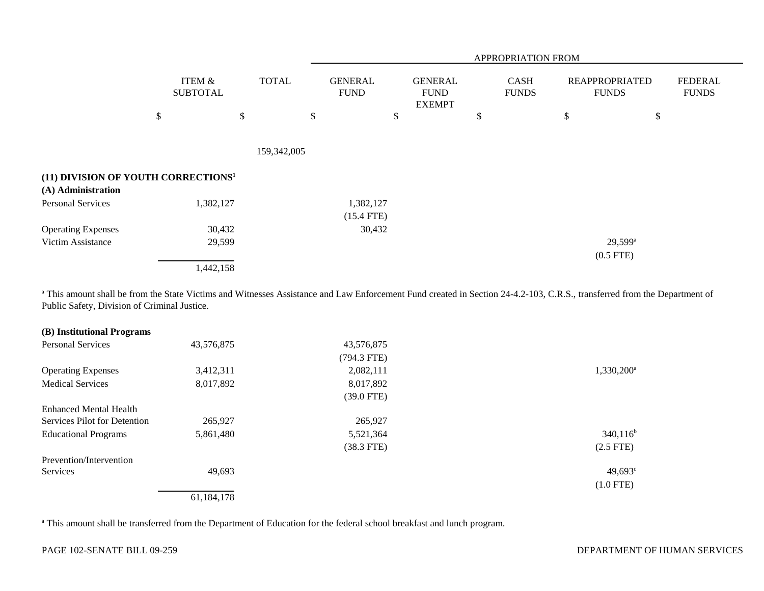| | ITEM & SUBTOTAL | TOTAL | APPROPRIATION FROM GENERAL FUND | GENERAL FUND EXEMPT | CASH FUNDS | REAPPROPRIATED FUNDS | FEDERAL FUNDS |
|---|---|---|---|---|---|---|---|
| | $ | $ | $ | $ | $ | $ | $ |
| | | 159,342,005 | | | | | |

**(11) DIVISION OF YOUTH CORRECTIONS[1]**

**(A) Administration**

| | ITEM & SUBTOTAL | TOTAL | GENERAL FUND | GENERAL FUND EXEMPT | CASH FUNDS | REAPPROPRIATED FUNDS | FEDERAL FUNDS |
|---|---|---|---|---|---|---|---|
| Personal Services | 1,382,127 | | 1,382,127 (15.4 FTE) | | | | |
| Operating Expenses | 30,432 | | 30,432 | | | | |
| Victim Assistance | 29,599 | | | | | 29,599[a] (0.5 FTE) | |
| | 1,442,158 | | | | | | |

[a] This amount shall be from the State Victims and Witnesses Assistance and Law Enforcement Fund created in Section 24-4.2-103, C.R.S., transferred from the Department of Public Safety, Division of Criminal Justice.

**(B) Institutional Programs**

| | ITEM & SUBTOTAL | TOTAL | GENERAL FUND | GENERAL FUND EXEMPT | CASH FUNDS | REAPPROPRIATED FUNDS | FEDERAL FUNDS |
|---|---|---|---|---|---|---|---|
| Personal Services | 43,576,875 | | 43,576,875 (794.3 FTE) | | | | |
| Operating Expenses | 3,412,311 | | 2,082,111 | | | 1,330,200[a] | |
| Medical Services | 8,017,892 | | 8,017,892 (39.0 FTE) | | | | |
| Enhanced Mental Health Services Pilot for Detention | 265,927 | | 265,927 | | | | |
| Educational Programs | 5,861,480 | | 5,521,364 (38.3 FTE) | | | 340,116[b] (2.5 FTE) | |
| Prevention/Intervention Services | 49,693 | | | | | 49,693[c] (1.0 FTE) | |
| | 61,184,178 | | | | | | |

[a] This amount shall be transferred from the Department of Education for the federal school breakfast and lunch program.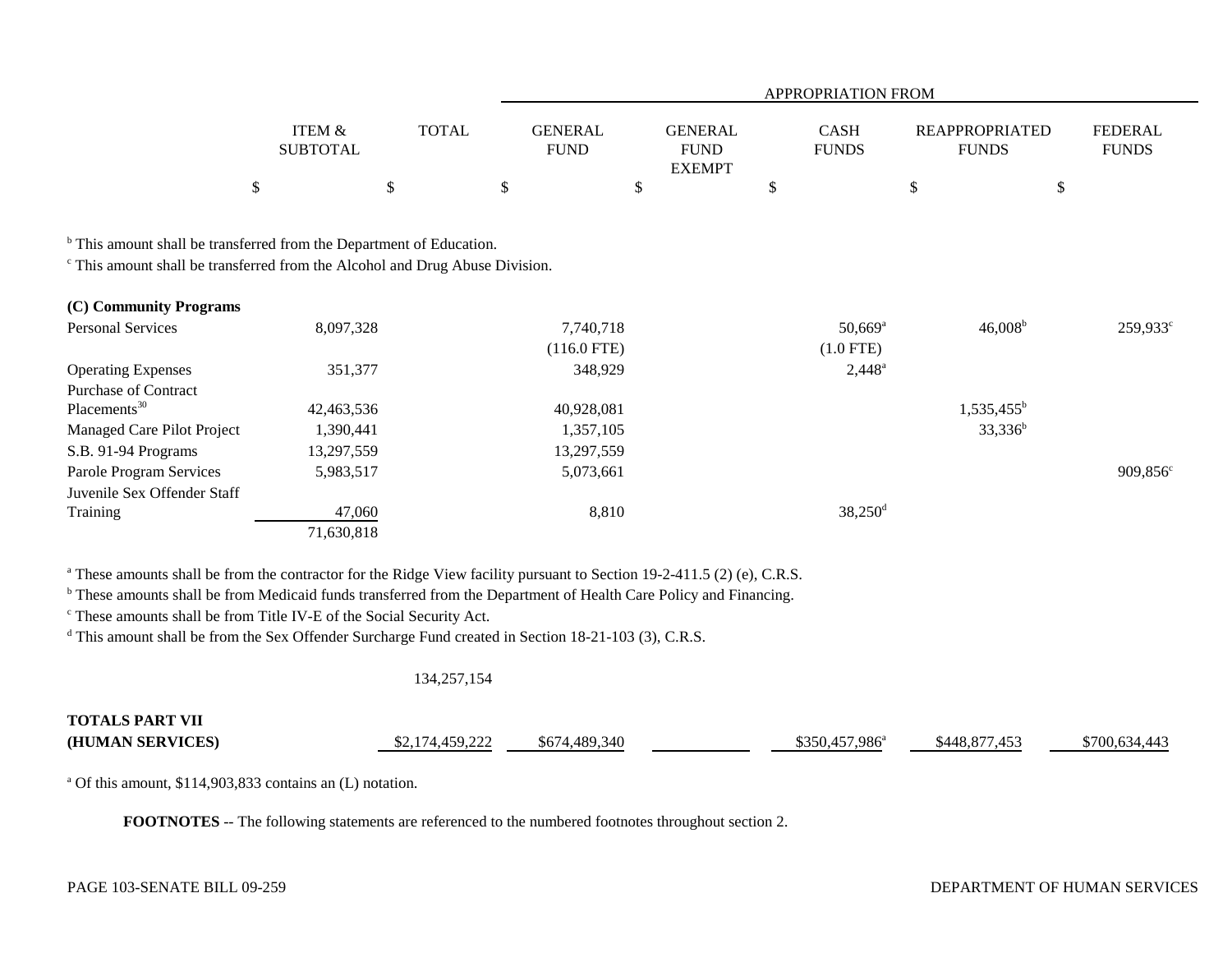| | ITEM & SUBTOTAL | TOTAL | APPROPRIATION FROM GENERAL FUND | GENERAL FUND EXEMPT | CASH FUNDS | REAPPROPRIATED FUNDS | FEDERAL FUNDS |
|---|---|---|---|---|---|---|---|
| | $ | $ | $ | $ | $ | $ | $ |

[b] This amount shall be transferred from the Department of Education.
[c] This amount shall be transferred from the Alcohol and Drug Abuse Division.

| | ITEM & SUBTOTAL | TOTAL | GENERAL FUND | GENERAL FUND EXEMPT | CASH FUNDS | REAPPROPRIATED FUNDS | FEDERAL FUNDS |
|---|---|---|---|---|---|---|---|
| **(C) Community Programs** | | | | | | | |
| Personal Services | 8,097,328 | | 7,740,718 | | 50,669[a] | 46,008[b] | 259,933[c] |
| | | | (116.0 FTE) | | (1.0 FTE) | | |
| Operating Expenses | 351,377 | | 348,929 | | 2,448[a] | | |
| Purchase of Contract Placements[30] | 42,463,536 | | 40,928,081 | | | 1,535,455[b] | |
| Managed Care Pilot Project | 1,390,441 | | 1,357,105 | | | 33,336[b] | |
| S.B. 91-94 Programs | 13,297,559 | | 13,297,559 | | | | |
| Parole Program Services | 5,983,517 | | 5,073,661 | | | | 909,856[c] |
| Juvenile Sex Offender Staff Training | 47,060 | | 8,810 | | 38,250[d] | | |
| | 71,630,818 | | | | | | |

[a] These amounts shall be from the contractor for the Ridge View facility pursuant to Section 19-2-411.5 (2) (e), C.R.S.
[b] These amounts shall be from Medicaid funds transferred from the Department of Health Care Policy and Financing.
[c] These amounts shall be from Title IV-E of the Social Security Act.
[d] This amount shall be from the Sex Offender Surcharge Fund created in Section 18-21-103 (3), C.R.S.

| | ITEM & SUBTOTAL | TOTAL | GENERAL FUND | GENERAL FUND EXEMPT | CASH FUNDS | REAPPROPRIATED FUNDS | FEDERAL FUNDS |
|---|---|---|---|---|---|---|---|
| | | 134,257,154 | | | | | |
| **TOTALS PART VII (HUMAN SERVICES)** | | $2,174,459,222 | $674,489,340 | | $350,457,986[a] | $448,877,453 | $700,634,443 |

[a] Of this amount, $114,903,833 contains an (L) notation.

**FOOTNOTES** -- The following statements are referenced to the numbered footnotes throughout section 2.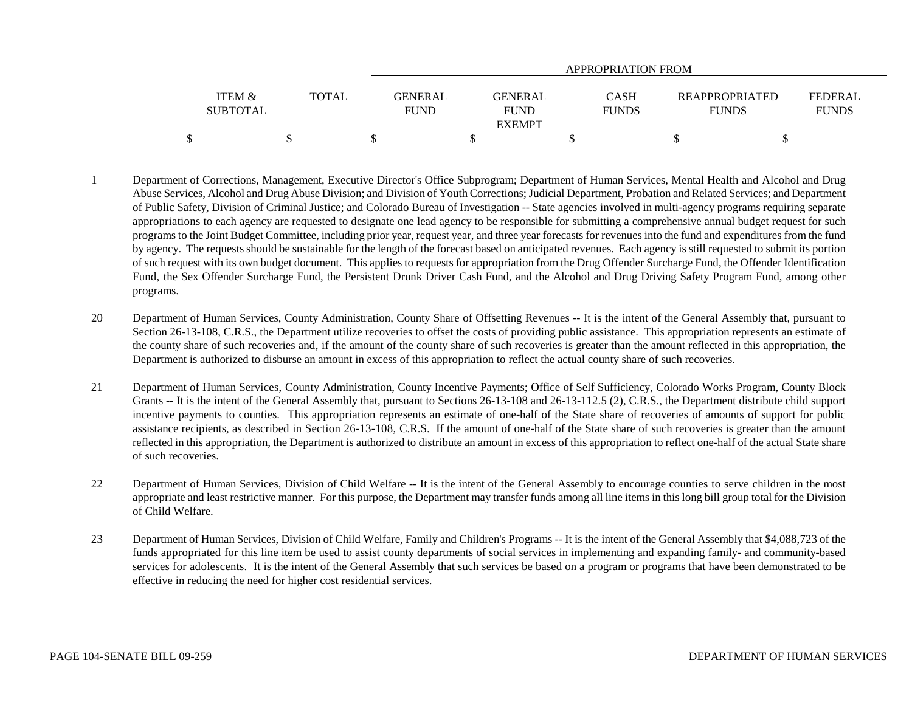| | ITEM & SUBTOTAL | TOTAL | APPROPRIATION FROM GENERAL FUND | GENERAL FUND EXEMPT | CASH FUNDS | REAPPROPRIATED FUNDS | FEDERAL FUNDS |
|---|---|---|---|---|---|---|---|
| | $ | $ | $ | $ | $ | $ | $ |

1 Department of Corrections, Management, Executive Director's Office Subprogram; Department of Human Services, Mental Health and Alcohol and Drug Abuse Services, Alcohol and Drug Abuse Division; and Division of Youth Corrections; Judicial Department, Probation and Related Services; and Department of Public Safety, Division of Criminal Justice; and Colorado Bureau of Investigation -- State agencies involved in multi-agency programs requiring separate appropriations to each agency are requested to designate one lead agency to be responsible for submitting a comprehensive annual budget request for such programs to the Joint Budget Committee, including prior year, request year, and three year forecasts for revenues into the fund and expenditures from the fund by agency. The requests should be sustainable for the length of the forecast based on anticipated revenues. Each agency is still requested to submit its portion of such request with its own budget document. This applies to requests for appropriation from the Drug Offender Surcharge Fund, the Offender Identification Fund, the Sex Offender Surcharge Fund, the Persistent Drunk Driver Cash Fund, and the Alcohol and Drug Driving Safety Program Fund, among other programs.

20 Department of Human Services, County Administration, County Share of Offsetting Revenues -- It is the intent of the General Assembly that, pursuant to Section 26-13-108, C.R.S., the Department utilize recoveries to offset the costs of providing public assistance. This appropriation represents an estimate of the county share of such recoveries and, if the amount of the county share of such recoveries is greater than the amount reflected in this appropriation, the Department is authorized to disburse an amount in excess of this appropriation to reflect the actual county share of such recoveries.

21 Department of Human Services, County Administration, County Incentive Payments; Office of Self Sufficiency, Colorado Works Program, County Block Grants -- It is the intent of the General Assembly that, pursuant to Sections 26-13-108 and 26-13-112.5 (2), C.R.S., the Department distribute child support incentive payments to counties. This appropriation represents an estimate of one-half of the State share of recoveries of amounts of support for public assistance recipients, as described in Section 26-13-108, C.R.S. If the amount of one-half of the State share of such recoveries is greater than the amount reflected in this appropriation, the Department is authorized to distribute an amount in excess of this appropriation to reflect one-half of the actual State share of such recoveries.

22 Department of Human Services, Division of Child Welfare -- It is the intent of the General Assembly to encourage counties to serve children in the most appropriate and least restrictive manner. For this purpose, the Department may transfer funds among all line items in this long bill group total for the Division of Child Welfare.

23 Department of Human Services, Division of Child Welfare, Family and Children's Programs -- It is the intent of the General Assembly that $4,088,723 of the funds appropriated for this line item be used to assist county departments of social services in implementing and expanding family- and community-based services for adolescents. It is the intent of the General Assembly that such services be based on a program or programs that have been demonstrated to be effective in reducing the need for higher cost residential services.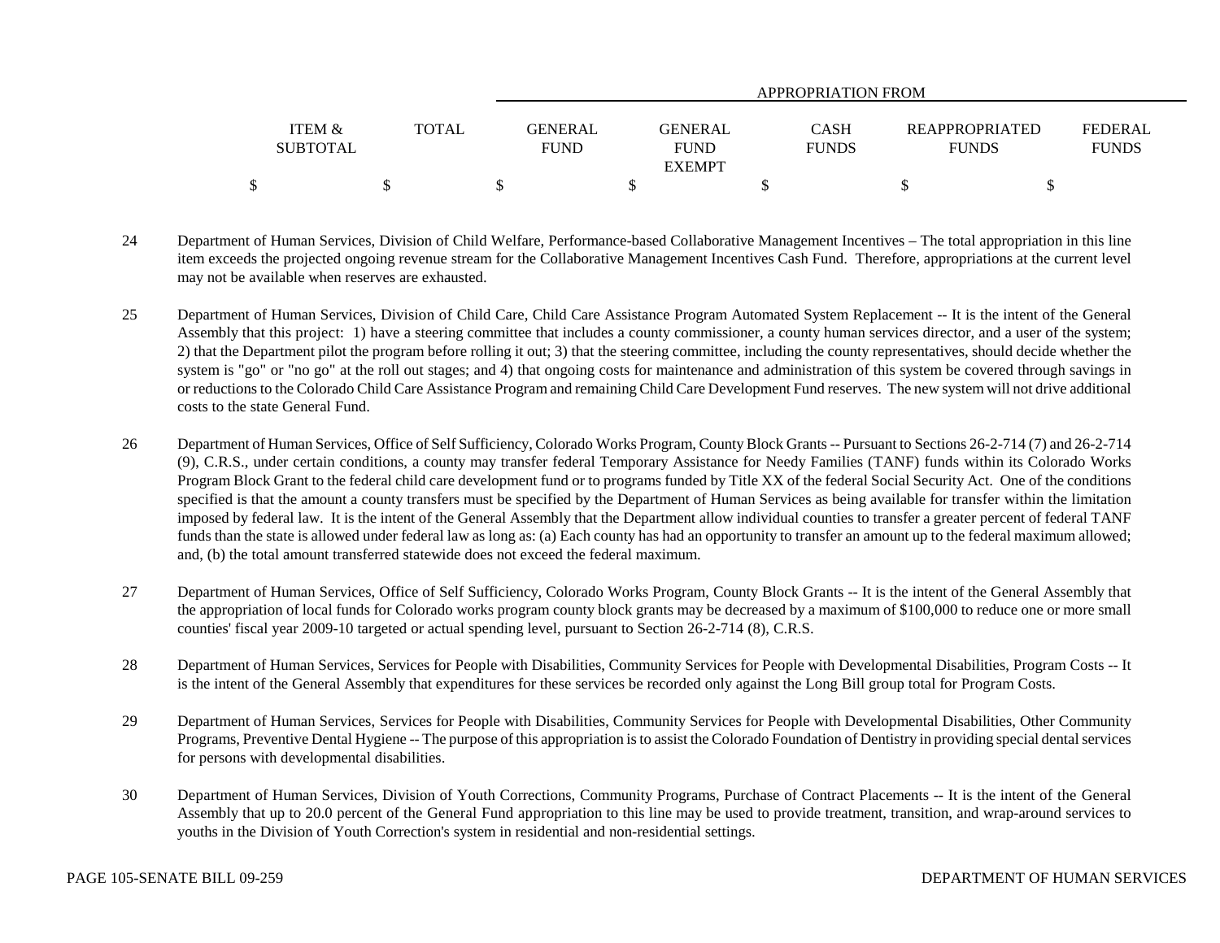| ITEM & SUBTOTAL | TOTAL | APPROPRIATION FROM GENERAL FUND | GENERAL FUND EXEMPT | CASH FUNDS | REAPPROPRIATED FUNDS | FEDERAL FUNDS |
|---|---|---|---|---|---|---|
| $ | $ | $ | $ | $ | $ | $ |

24 Department of Human Services, Division of Child Welfare, Performance-based Collaborative Management Incentives – The total appropriation in this line item exceeds the projected ongoing revenue stream for the Collaborative Management Incentives Cash Fund. Therefore, appropriations at the current level may not be available when reserves are exhausted.

25 Department of Human Services, Division of Child Care, Child Care Assistance Program Automated System Replacement -- It is the intent of the General Assembly that this project: 1) have a steering committee that includes a county commissioner, a county human services director, and a user of the system; 2) that the Department pilot the program before rolling it out; 3) that the steering committee, including the county representatives, should decide whether the system is "go" or "no go" at the roll out stages; and 4) that ongoing costs for maintenance and administration of this system be covered through savings in or reductions to the Colorado Child Care Assistance Program and remaining Child Care Development Fund reserves. The new system will not drive additional costs to the state General Fund.

26 Department of Human Services, Office of Self Sufficiency, Colorado Works Program, County Block Grants -- Pursuant to Sections 26-2-714 (7) and 26-2-714 (9), C.R.S., under certain conditions, a county may transfer federal Temporary Assistance for Needy Families (TANF) funds within its Colorado Works Program Block Grant to the federal child care development fund or to programs funded by Title XX of the federal Social Security Act. One of the conditions specified is that the amount a county transfers must be specified by the Department of Human Services as being available for transfer within the limitation imposed by federal law. It is the intent of the General Assembly that the Department allow individual counties to transfer a greater percent of federal TANF funds than the state is allowed under federal law as long as: (a) Each county has had an opportunity to transfer an amount up to the federal maximum allowed; and, (b) the total amount transferred statewide does not exceed the federal maximum.

27 Department of Human Services, Office of Self Sufficiency, Colorado Works Program, County Block Grants -- It is the intent of the General Assembly that the appropriation of local funds for Colorado works program county block grants may be decreased by a maximum of $100,000 to reduce one or more small counties' fiscal year 2009-10 targeted or actual spending level, pursuant to Section 26-2-714 (8), C.R.S.

28 Department of Human Services, Services for People with Disabilities, Community Services for People with Developmental Disabilities, Program Costs -- It is the intent of the General Assembly that expenditures for these services be recorded only against the Long Bill group total for Program Costs.

29 Department of Human Services, Services for People with Disabilities, Community Services for People with Developmental Disabilities, Other Community Programs, Preventive Dental Hygiene -- The purpose of this appropriation is to assist the Colorado Foundation of Dentistry in providing special dental services for persons with developmental disabilities.

30 Department of Human Services, Division of Youth Corrections, Community Programs, Purchase of Contract Placements -- It is the intent of the General Assembly that up to 20.0 percent of the General Fund appropriation to this line may be used to provide treatment, transition, and wrap-around services to youths in the Division of Youth Correction's system in residential and non-residential settings.